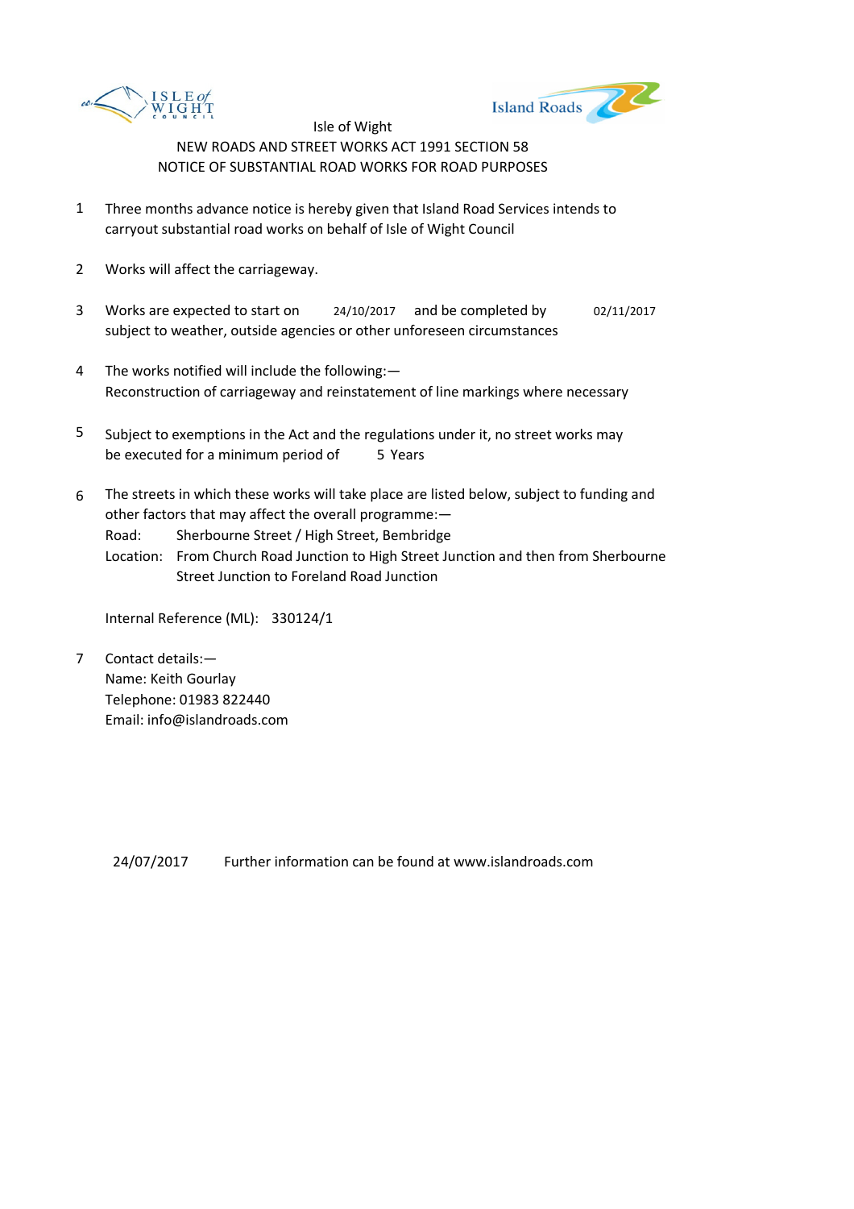Isle of Wight

NEW ROADS AND STREET WORKS ACT 1991 SECTION 58

NOTICE OF SUBSTANTIAL ROAD WORKS FOR ROAD PURPOSES

1. Three months advance notice is hereby given that Island Road Services intends to carryout substantial road works on behalf of Isle of Wight Council

2. Works will affect the carriageway.

3. Works are expected to start on 24/10/2017 and be completed by 02/11/2017 subject to weather, outside agencies or other unforeseen circumstances

4. The works notified will include the following:—
   Reconstruction of carriageway and reinstatement of line markings where necessary

5. Subject to exemptions in the Act and the regulations under it, no street works may be executed for a minimum period of 5 Years

6. The streets in which these works will take place are listed below, subject to funding and other factors that may affect the overall programme:—
   Road: Sherbourne Street / High Street, Bembridge
   Location: From Church Road Junction to High Street Junction and then from Sherbourne Street Junction to Foreland Road Junction

   Internal Reference (ML): 330124/1

7. Contact details:—
   Name: Keith Gourlay
   Telephone: 01983 822440
   Email: info@islandroads.com

24/07/2017 Further information can be found at www.islandroads.com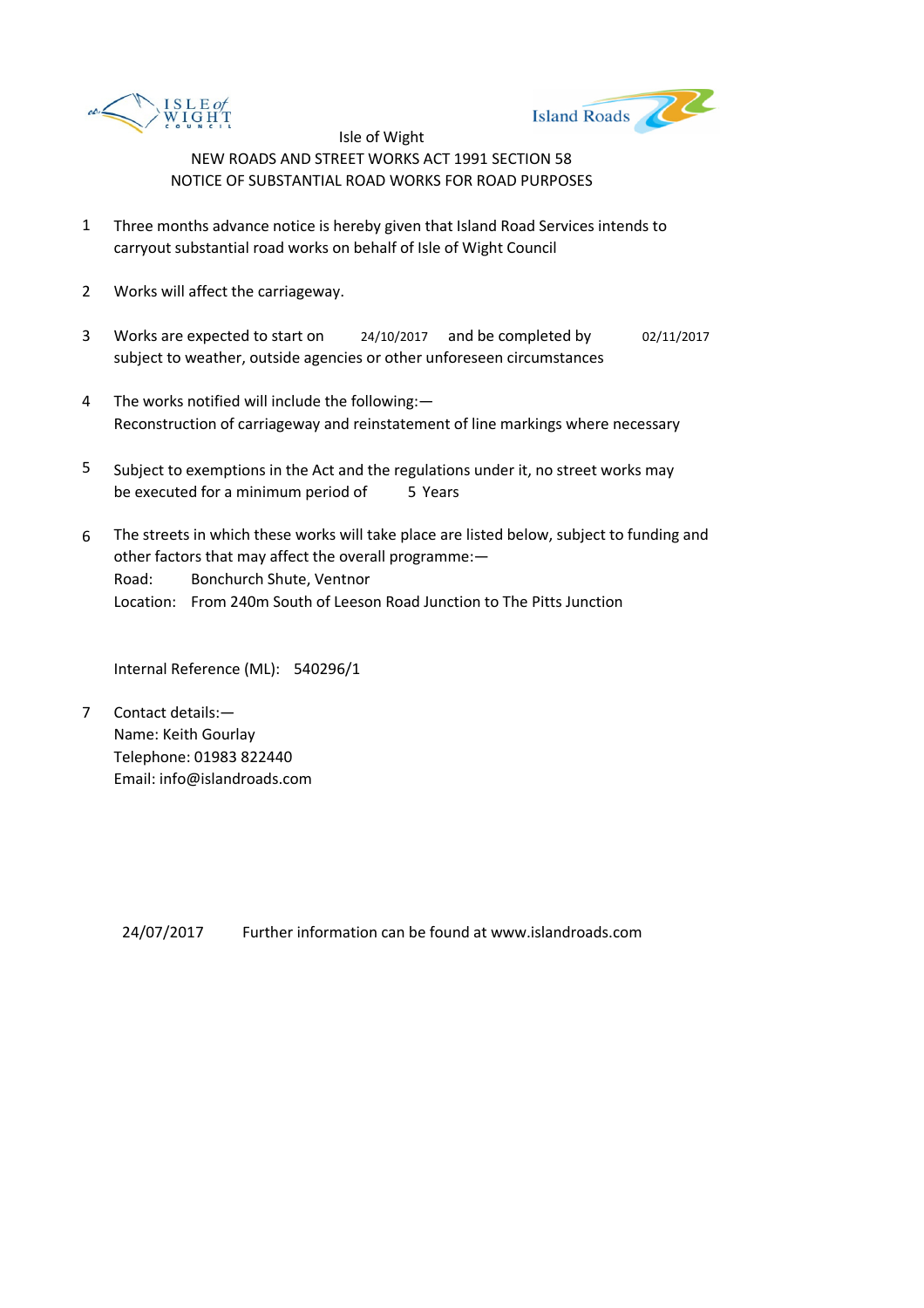Isle of Wight

NEW ROADS AND STREET WORKS ACT 1991 SECTION 58

NOTICE OF SUBSTANTIAL ROAD WORKS FOR ROAD PURPOSES

1. Three months advance notice is hereby given that Island Road Services intends to carryout substantial road works on behalf of Isle of Wight Council

2. Works will affect the carriageway.

3. Works are expected to start on 24/10/2017 and be completed by 02/11/2017 subject to weather, outside agencies or other unforeseen circumstances

4. The works notified will include the following:—
   Reconstruction of carriageway and reinstatement of line markings where necessary

5. Subject to exemptions in the Act and the regulations under it, no street works may be executed for a minimum period of 5 Years

6. The streets in which these works will take place are listed below, subject to funding and other factors that may affect the overall programme:—
   Road: Bonchurch Shute, Ventnor
   Location: From 240m South of Leeson Road Junction to The Pitts Junction

   Internal Reference (ML): 540296/1

7. Contact details:—
   Name: Keith Gourlay
   Telephone: 01983 822440
   Email: info@islandroads.com

24/07/2017 Further information can be found at www.islandroads.com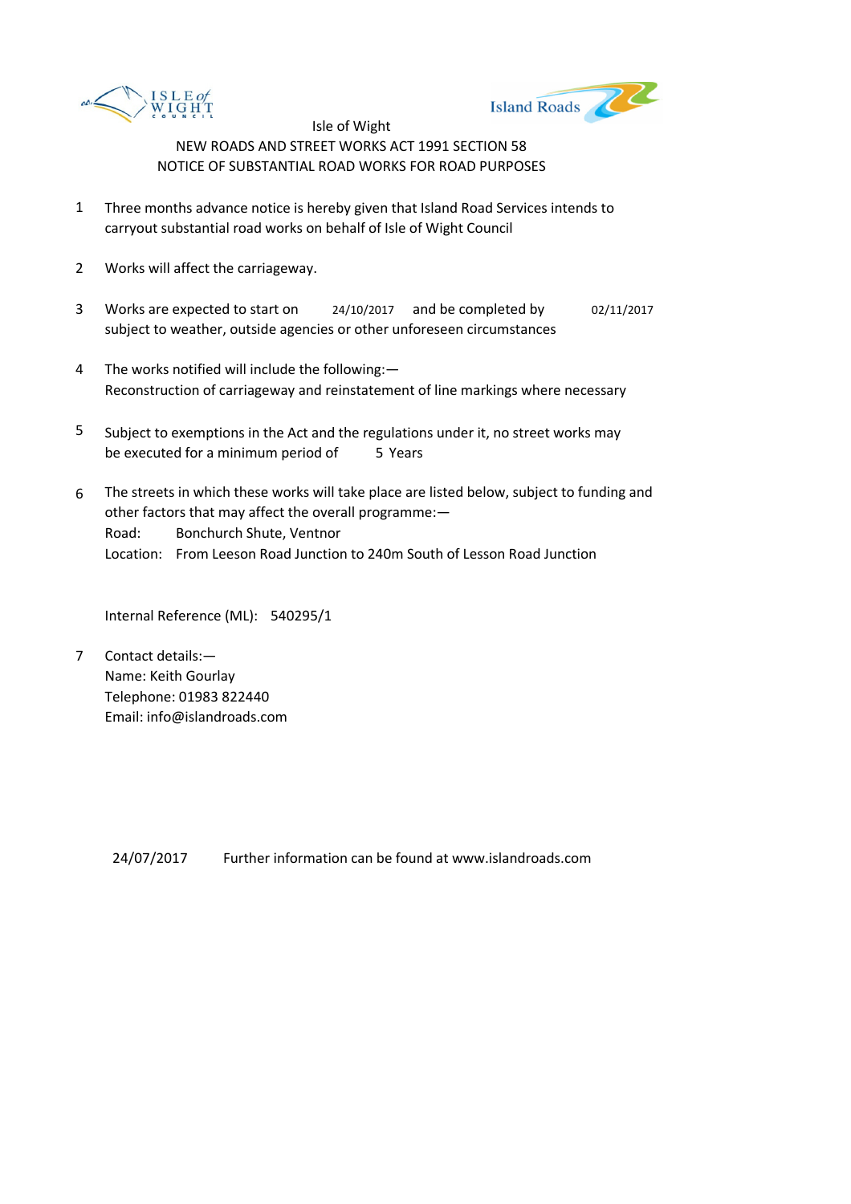Isle of Wight

NEW ROADS AND STREET WORKS ACT 1991 SECTION 58

NOTICE OF SUBSTANTIAL ROAD WORKS FOR ROAD PURPOSES

1. Three months advance notice is hereby given that Island Road Services intends to carryout substantial road works on behalf of Isle of Wight Council

2. Works will affect the carriageway.

3. Works are expected to start on 24/10/2017 and be completed by 02/11/2017 subject to weather, outside agencies or other unforeseen circumstances

4. The works notified will include the following:—
   Reconstruction of carriageway and reinstatement of line markings where necessary

5. Subject to exemptions in the Act and the regulations under it, no street works may be executed for a minimum period of 5 Years

6. The streets in which these works will take place are listed below, subject to funding and other factors that may affect the overall programme:—
   Road: Bonchurch Shute, Ventnor
   Location: From Leeson Road Junction to 240m South of Lesson Road Junction

   Internal Reference (ML): 540295/1

7. Contact details:—
   Name: Keith Gourlay
   Telephone: 01983 822440
   Email: info@islandroads.com

24/07/2017 Further information can be found at www.islandroads.com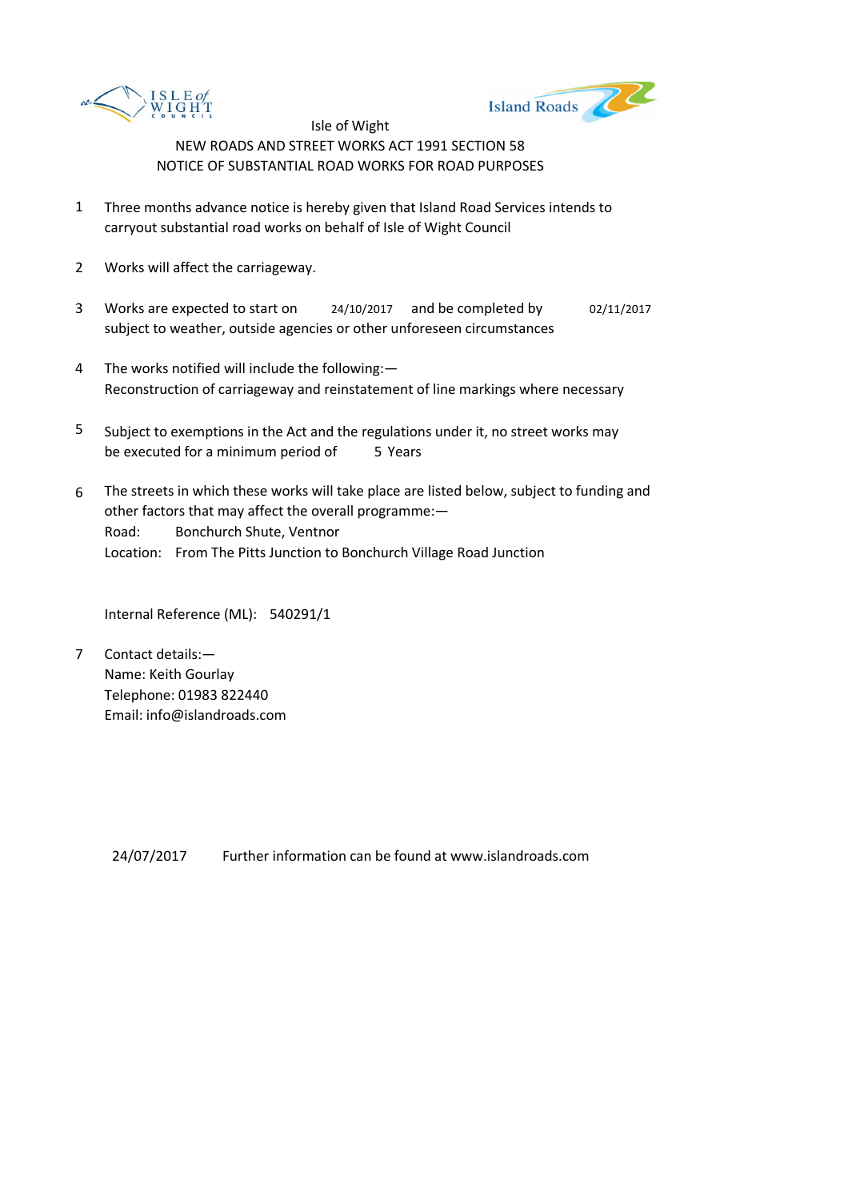Isle of Wight

NEW ROADS AND STREET WORKS ACT 1991 SECTION 58

NOTICE OF SUBSTANTIAL ROAD WORKS FOR ROAD PURPOSES

1. Three months advance notice is hereby given that Island Road Services intends to carryout substantial road works on behalf of Isle of Wight Council

2. Works will affect the carriageway.

3. Works are expected to start on 24/10/2017 and be completed by 02/11/2017 subject to weather, outside agencies or other unforeseen circumstances

4. The works notified will include the following:—
   Reconstruction of carriageway and reinstatement of line markings where necessary

5. Subject to exemptions in the Act and the regulations under it, no street works may be executed for a minimum period of 5 Years

6. The streets in which these works will take place are listed below, subject to funding and other factors that may affect the overall programme:—
   Road: Bonchurch Shute, Ventnor
   Location: From The Pitts Junction to Bonchurch Village Road Junction

   Internal Reference (ML): 540291/1

7. Contact details:—
   Name: Keith Gourlay
   Telephone: 01983 822440
   Email: info@islandroads.com

24/07/2017 Further information can be found at www.islandroads.com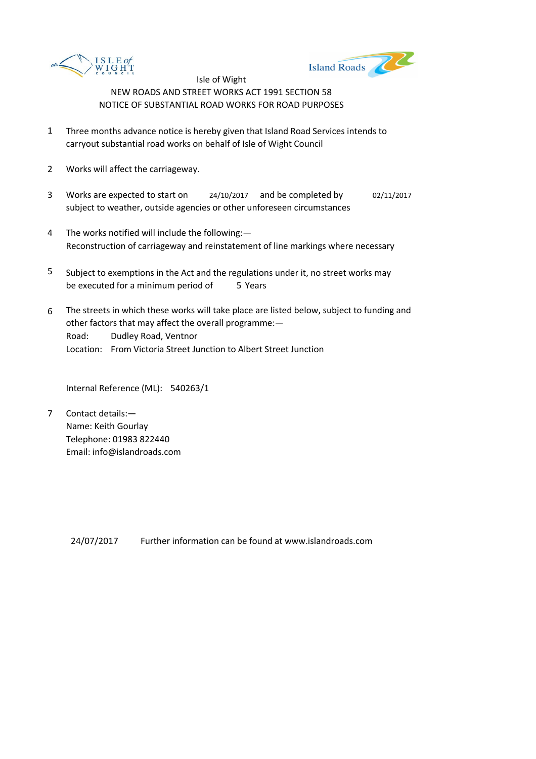Isle of Wight

NEW ROADS AND STREET WORKS ACT 1991 SECTION 58

NOTICE OF SUBSTANTIAL ROAD WORKS FOR ROAD PURPOSES

1. Three months advance notice is hereby given that Island Road Services intends to carryout substantial road works on behalf of Isle of Wight Council

2. Works will affect the carriageway.

3. Works are expected to start on 24/10/2017 and be completed by 02/11/2017 subject to weather, outside agencies or other unforeseen circumstances

4. The works notified will include the following:— Reconstruction of carriageway and reinstatement of line markings where necessary

5. Subject to exemptions in the Act and the regulations under it, no street works may be executed for a minimum period of 5 Years

6. The streets in which these works will take place are listed below, subject to funding and other factors that may affect the overall programme:—
   Road: Dudley Road, Ventnor
   Location: From Victoria Street Junction to Albert Street Junction

   Internal Reference (ML): 540263/1

7. Contact details:—
   Name: Keith Gourlay
   Telephone: 01983 822440
   Email: info@islandroads.com

24/07/2017 Further information can be found at www.islandroads.com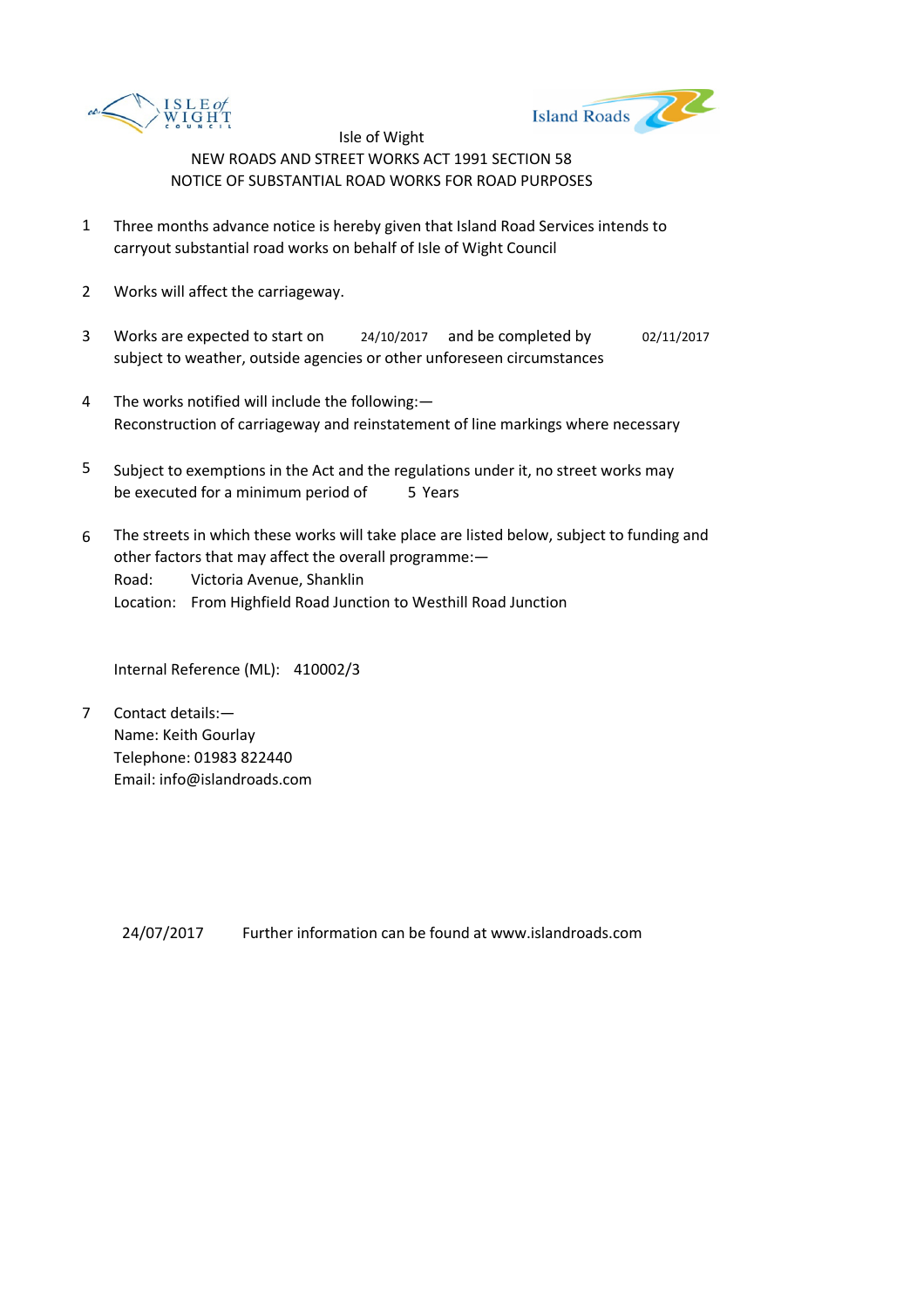Isle of Wight

NEW ROADS AND STREET WORKS ACT 1991 SECTION 58

NOTICE OF SUBSTANTIAL ROAD WORKS FOR ROAD PURPOSES

1 Three months advance notice is hereby given that Island Road Services intends to carryout substantial road works on behalf of Isle of Wight Council

2 Works will affect the carriageway.

3 Works are expected to start on 24/10/2017 and be completed by 02/11/2017 subject to weather, outside agencies or other unforeseen circumstances

4 The works notified will include the following:—
Reconstruction of carriageway and reinstatement of line markings where necessary

5 Subject to exemptions in the Act and the regulations under it, no street works may be executed for a minimum period of 5 Years

6 The streets in which these works will take place are listed below, subject to funding and other factors that may affect the overall programme:—
Road: Victoria Avenue, Shanklin
Location: From Highfield Road Junction to Westhill Road Junction

Internal Reference (ML): 410002/3

7 Contact details:—
Name: Keith Gourlay
Telephone: 01983 822440
Email: info@islandroads.com

24/07/2017 Further information can be found at www.islandroads.com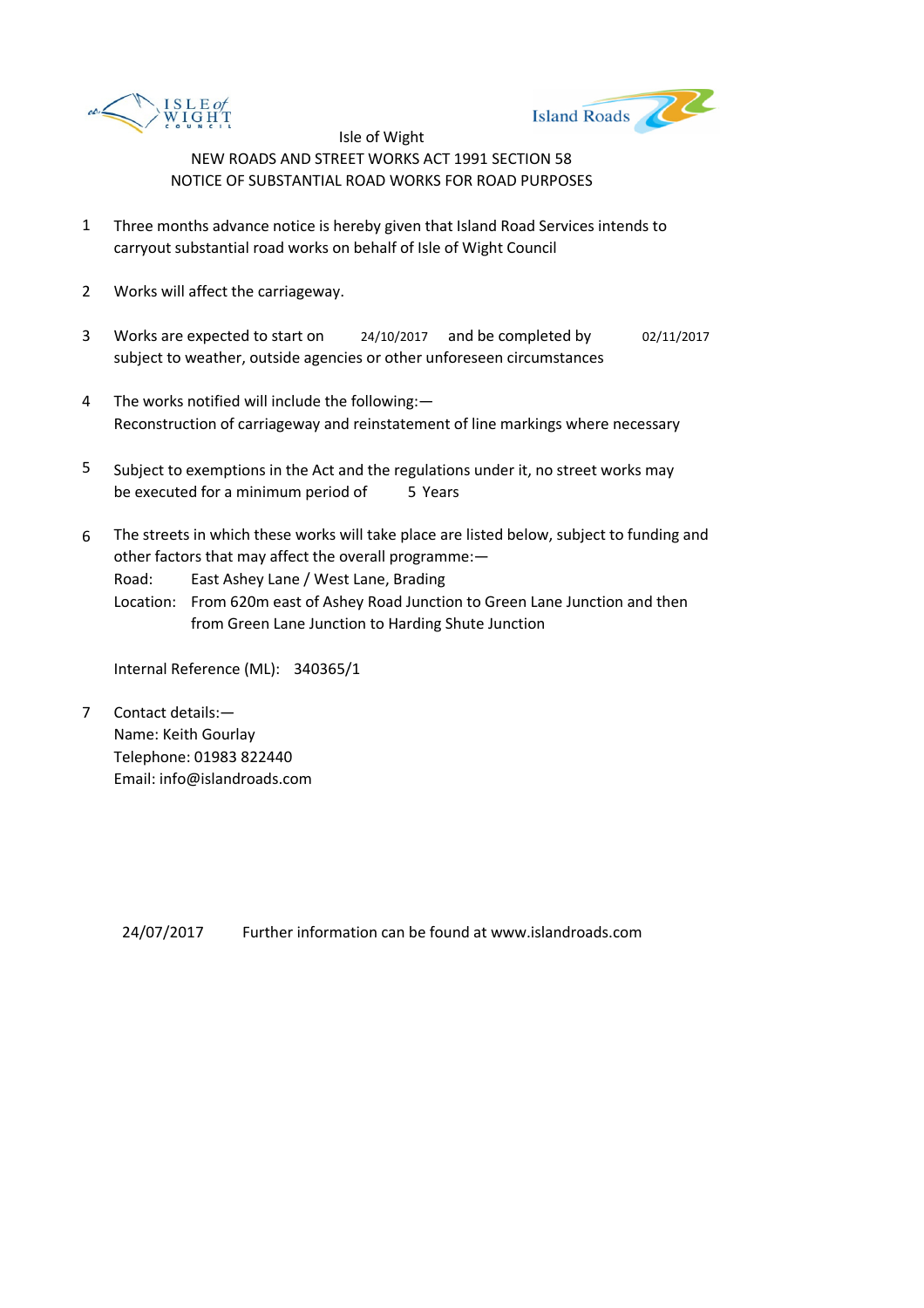Isle of Wight

NEW ROADS AND STREET WORKS ACT 1991 SECTION 58

NOTICE OF SUBSTANTIAL ROAD WORKS FOR ROAD PURPOSES

1. Three months advance notice is hereby given that Island Road Services intends to carryout substantial road works on behalf of Isle of Wight Council

2. Works will affect the carriageway.

3. Works are expected to start on 24/10/2017 and be completed by 02/11/2017 subject to weather, outside agencies or other unforeseen circumstances

4. The works notified will include the following:—
   Reconstruction of carriageway and reinstatement of line markings where necessary

5. Subject to exemptions in the Act and the regulations under it, no street works may be executed for a minimum period of 5 Years

6. The streets in which these works will take place are listed below, subject to funding and other factors that may affect the overall programme:—
   Road: East Ashey Lane / West Lane, Brading
   Location: From 620m east of Ashey Road Junction to Green Lane Junction and then from Green Lane Junction to Harding Shute Junction

   Internal Reference (ML): 340365/1

7. Contact details:—
   Name: Keith Gourlay
   Telephone: 01983 822440
   Email: info@islandroads.com

24/07/2017 Further information can be found at www.islandroads.com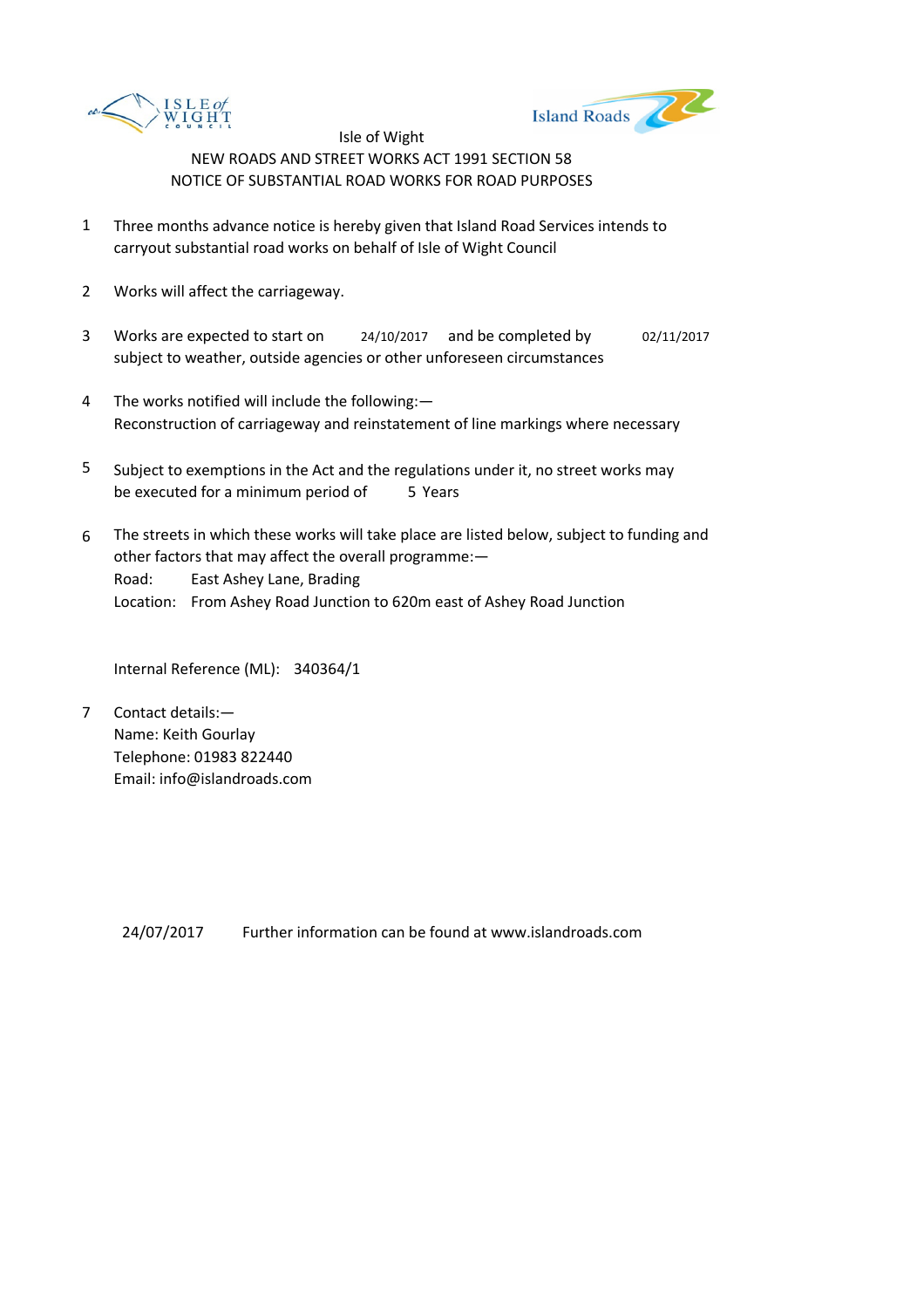Isle of Wight

NEW ROADS AND STREET WORKS ACT 1991 SECTION 58

NOTICE OF SUBSTANTIAL ROAD WORKS FOR ROAD PURPOSES

1. Three months advance notice is hereby given that Island Road Services intends to carryout substantial road works on behalf of Isle of Wight Council

2. Works will affect the carriageway.

3. Works are expected to start on 24/10/2017 and be completed by 02/11/2017 subject to weather, outside agencies or other unforeseen circumstances

4. The works notified will include the following:—
Reconstruction of carriageway and reinstatement of line markings where necessary

5. Subject to exemptions in the Act and the regulations under it, no street works may be executed for a minimum period of 5 Years

6. The streets in which these works will take place are listed below, subject to funding and other factors that may affect the overall programme:—
Road: East Ashey Lane, Brading
Location: From Ashey Road Junction to 620m east of Ashey Road Junction

   Internal Reference (ML): 340364/1

7. Contact details:—
Name: Keith Gourlay
Telephone: 01983 822440
Email: info@islandroads.com

24/07/2017 Further information can be found at www.islandroads.com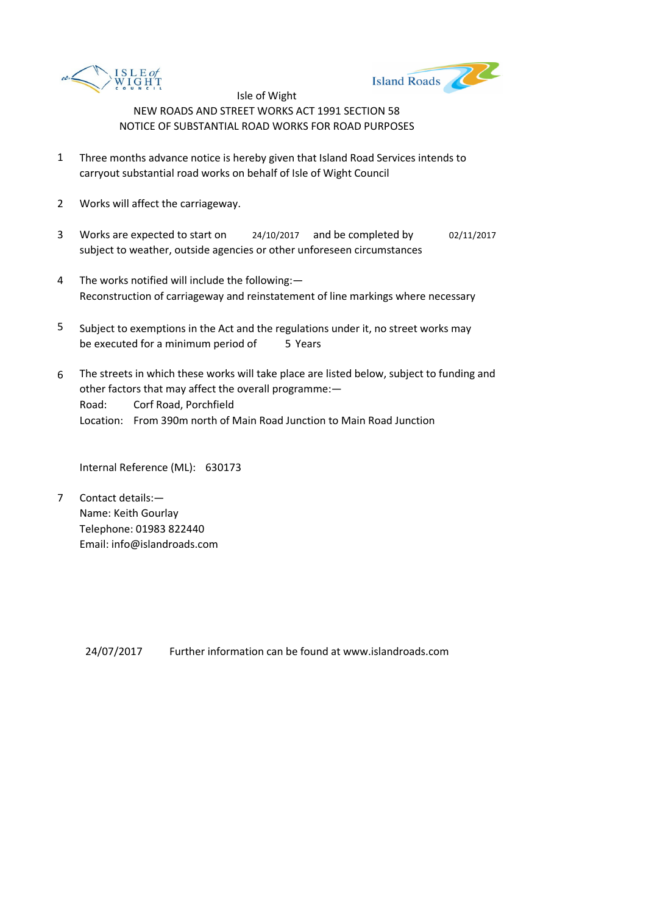Isle of Wight

NEW ROADS AND STREET WORKS ACT 1991 SECTION 58

NOTICE OF SUBSTANTIAL ROAD WORKS FOR ROAD PURPOSES

1. Three months advance notice is hereby given that Island Road Services intends to carryout substantial road works on behalf of Isle of Wight Council

2. Works will affect the carriageway.

3. Works are expected to start on 24/10/2017 and be completed by 02/11/2017 subject to weather, outside agencies or other unforeseen circumstances

4. The works notified will include the following:—
   Reconstruction of carriageway and reinstatement of line markings where necessary

5. Subject to exemptions in the Act and the regulations under it, no street works may be executed for a minimum period of 5 Years

6. The streets in which these works will take place are listed below, subject to funding and other factors that may affect the overall programme:—
   Road: Corf Road, Porchfield
   Location: From 390m north of Main Road Junction to Main Road Junction

   Internal Reference (ML): 630173

7. Contact details:—
   Name: Keith Gourlay
   Telephone: 01983 822440
   Email: info@islandroads.com

24/07/2017 Further information can be found at www.islandroads.com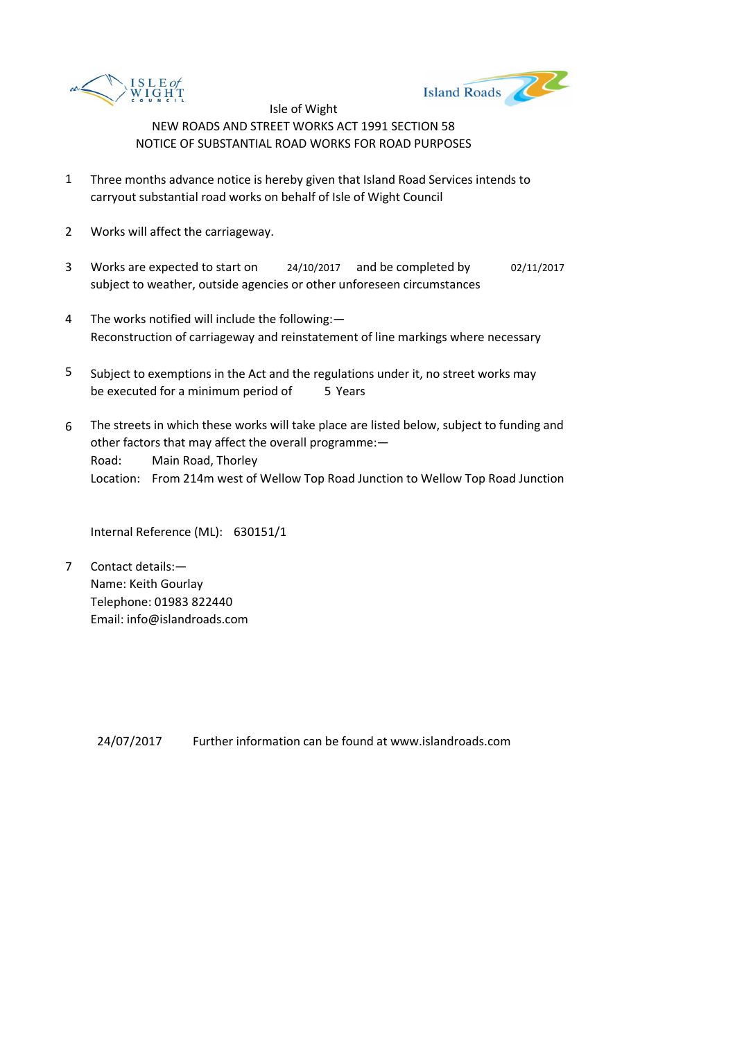Isle of Wight

NEW ROADS AND STREET WORKS ACT 1991 SECTION 58

NOTICE OF SUBSTANTIAL ROAD WORKS FOR ROAD PURPOSES

1. Three months advance notice is hereby given that Island Road Services intends to carryout substantial road works on behalf of Isle of Wight Council

2. Works will affect the carriageway.

3. Works are expected to start on 24/10/2017 and be completed by 02/11/2017 subject to weather, outside agencies or other unforeseen circumstances

4. The works notified will include the following:—
   Reconstruction of carriageway and reinstatement of line markings where necessary

5. Subject to exemptions in the Act and the regulations under it, no street works may be executed for a minimum period of 5 Years

6. The streets in which these works will take place are listed below, subject to funding and other factors that may affect the overall programme:—
   Road: Main Road, Thorley
   Location: From 214m west of Wellow Top Road Junction to Wellow Top Road Junction

   Internal Reference (ML): 630151/1

7. Contact details:—
   Name: Keith Gourlay
   Telephone: 01983 822440
   Email: info@islandroads.com

24/07/2017 Further information can be found at www.islandroads.com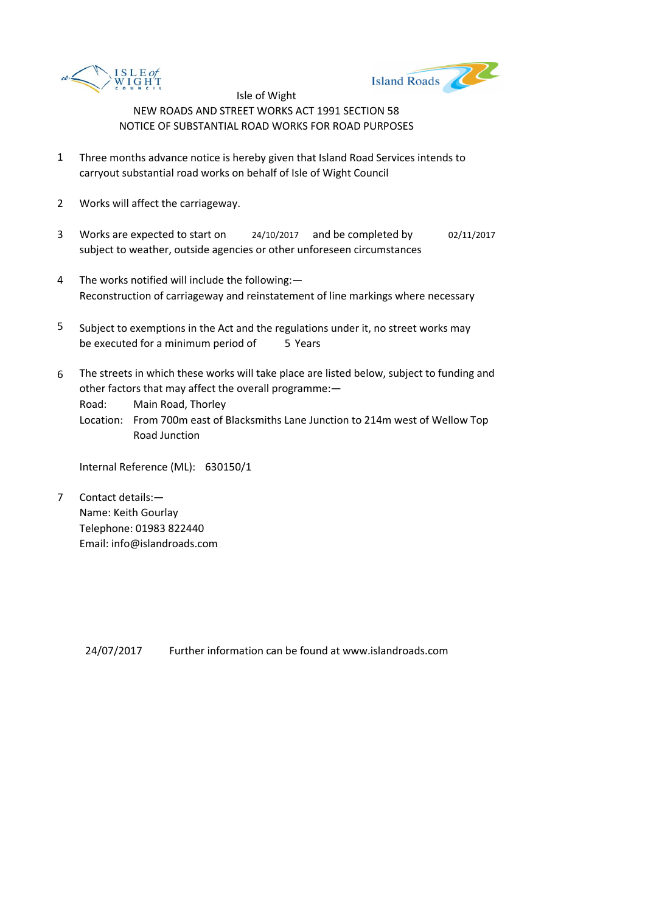Isle of Wight

NEW ROADS AND STREET WORKS ACT 1991 SECTION 58

NOTICE OF SUBSTANTIAL ROAD WORKS FOR ROAD PURPOSES

1. Three months advance notice is hereby given that Island Road Services intends to carryout substantial road works on behalf of Isle of Wight Council

2. Works will affect the carriageway.

3. Works are expected to start on 24/10/2017 and be completed by 02/11/2017 subject to weather, outside agencies or other unforeseen circumstances

4. The works notified will include the following:— Reconstruction of carriageway and reinstatement of line markings where necessary

5. Subject to exemptions in the Act and the regulations under it, no street works may be executed for a minimum period of 5 Years

6. The streets in which these works will take place are listed below, subject to funding and other factors that may affect the overall programme:—
   Road: Main Road, Thorley
   Location: From 700m east of Blacksmiths Lane Junction to 214m west of Wellow Top Road Junction

   Internal Reference (ML): 630150/1

7. Contact details:—
   Name: Keith Gourlay
   Telephone: 01983 822440
   Email: info@islandroads.com

24/07/2017 Further information can be found at www.islandroads.com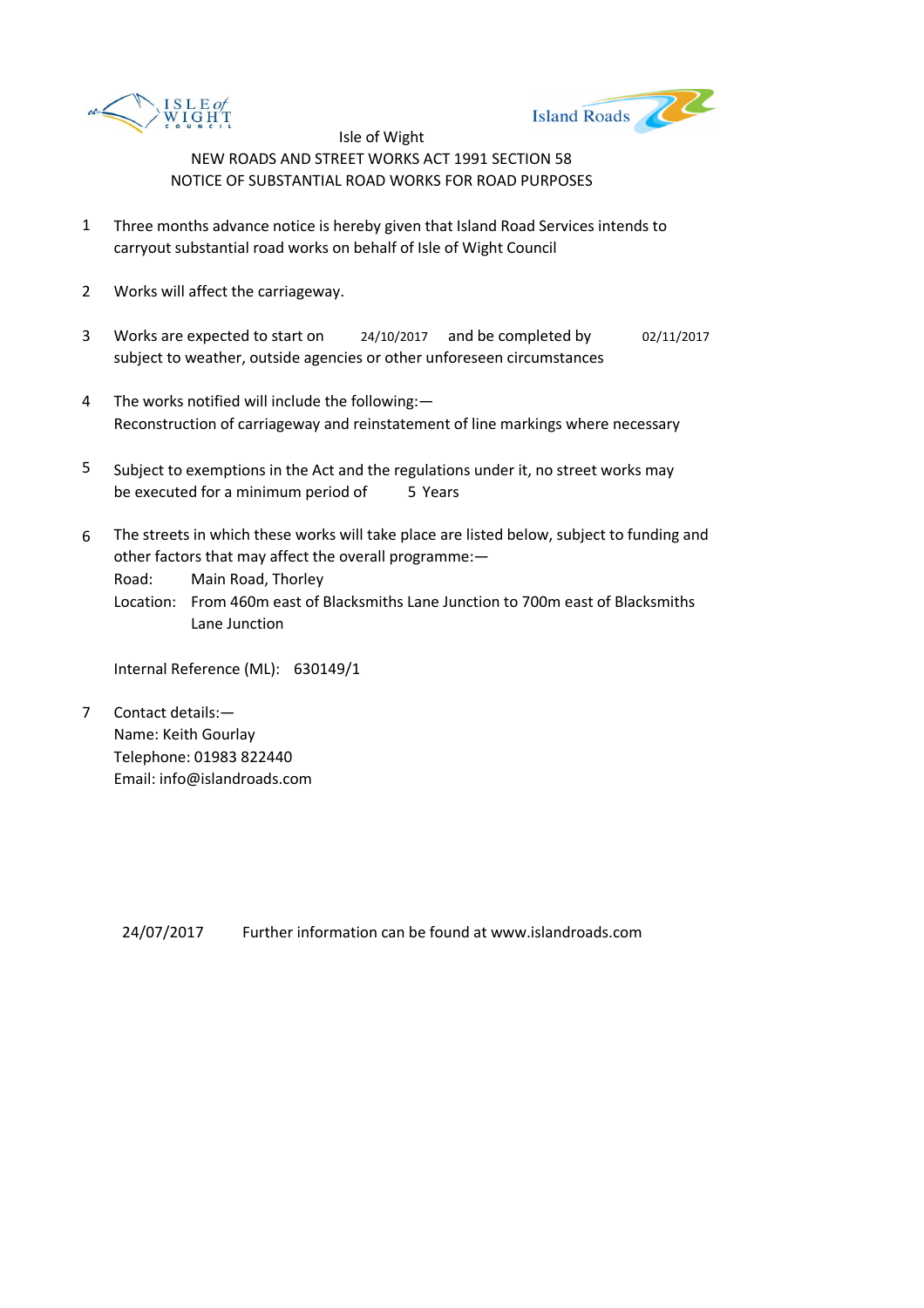Isle of Wight

NEW ROADS AND STREET WORKS ACT 1991 SECTION 58

NOTICE OF SUBSTANTIAL ROAD WORKS FOR ROAD PURPOSES

1. Three months advance notice is hereby given that Island Road Services intends to carryout substantial road works on behalf of Isle of Wight Council

2. Works will affect the carriageway.

3. Works are expected to start on 24/10/2017 and be completed by 02/11/2017 subject to weather, outside agencies or other unforeseen circumstances

4. The works notified will include the following:— Reconstruction of carriageway and reinstatement of line markings where necessary

5. Subject to exemptions in the Act and the regulations under it, no street works may be executed for a minimum period of 5 Years

6. The streets in which these works will take place are listed below, subject to funding and other factors that may affect the overall programme:—
   Road: Main Road, Thorley
   Location: From 460m east of Blacksmiths Lane Junction to 700m east of Blacksmiths Lane Junction

   Internal Reference (ML): 630149/1

7. Contact details:—
   Name: Keith Gourlay
   Telephone: 01983 822440
   Email: info@islandroads.com

24/07/2017 Further information can be found at www.islandroads.com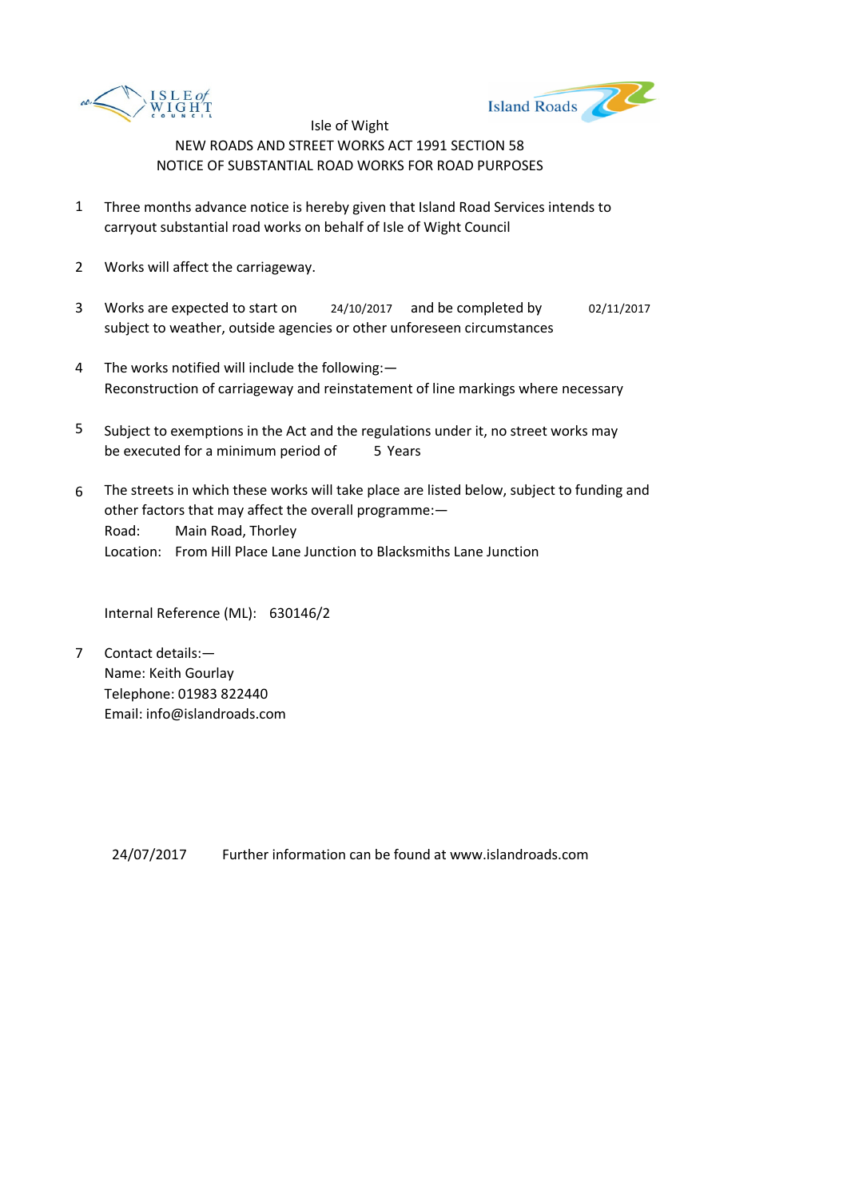Isle of Wight

NEW ROADS AND STREET WORKS ACT 1991 SECTION 58

NOTICE OF SUBSTANTIAL ROAD WORKS FOR ROAD PURPOSES

1. Three months advance notice is hereby given that Island Road Services intends to carryout substantial road works on behalf of Isle of Wight Council

2. Works will affect the carriageway.

3. Works are expected to start on 24/10/2017 and be completed by 02/11/2017 subject to weather, outside agencies or other unforeseen circumstances

4. The works notified will include the following:—
   Reconstruction of carriageway and reinstatement of line markings where necessary

5. Subject to exemptions in the Act and the regulations under it, no street works may be executed for a minimum period of 5 Years

6. The streets in which these works will take place are listed below, subject to funding and other factors that may affect the overall programme:—
   Road: Main Road, Thorley
   Location: From Hill Place Lane Junction to Blacksmiths Lane Junction

   Internal Reference (ML): 630146/2

7. Contact details:—
   Name: Keith Gourlay
   Telephone: 01983 822440
   Email: info@islandroads.com

24/07/2017 Further information can be found at www.islandroads.com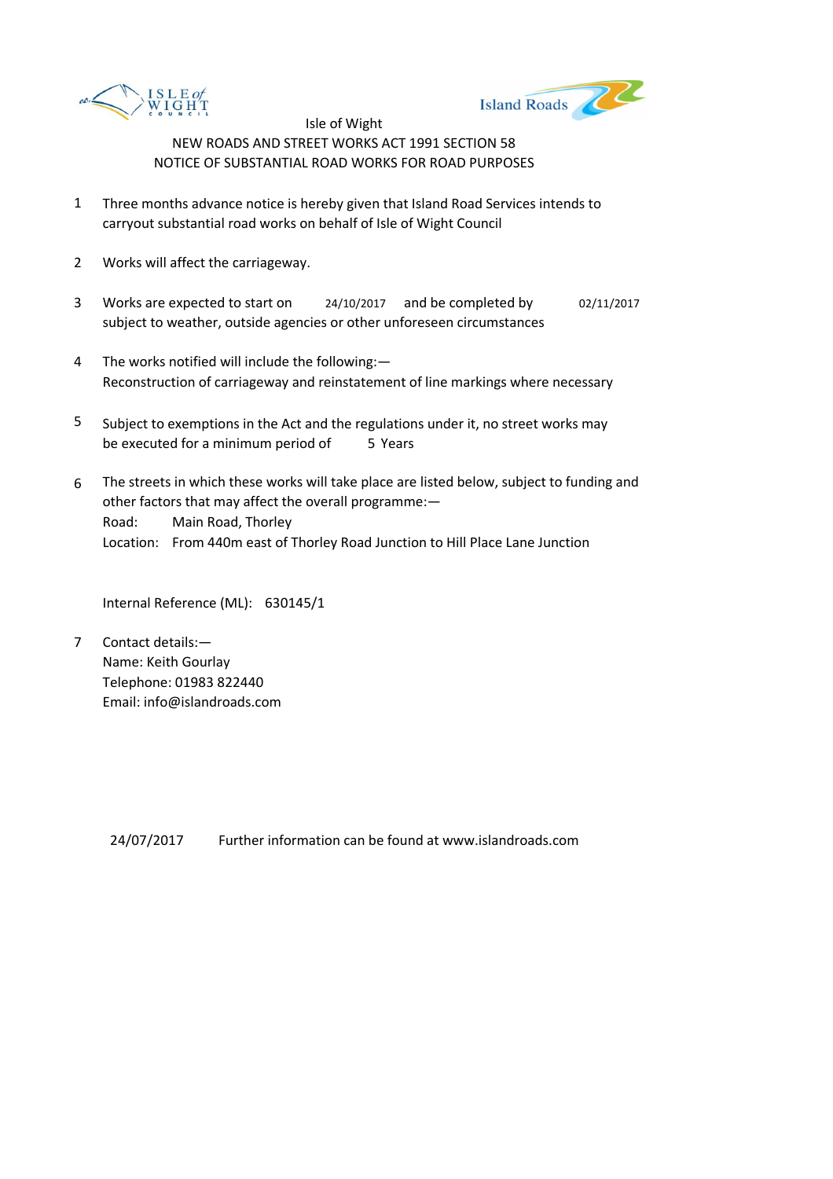Isle of Wight

NEW ROADS AND STREET WORKS ACT 1991 SECTION 58

NOTICE OF SUBSTANTIAL ROAD WORKS FOR ROAD PURPOSES

1. Three months advance notice is hereby given that Island Road Services intends to carryout substantial road works on behalf of Isle of Wight Council

2. Works will affect the carriageway.

3. Works are expected to start on 24/10/2017 and be completed by 02/11/2017 subject to weather, outside agencies or other unforeseen circumstances

4. The works notified will include the following:—
   Reconstruction of carriageway and reinstatement of line markings where necessary

5. Subject to exemptions in the Act and the regulations under it, no street works may be executed for a minimum period of 5 Years

6. The streets in which these works will take place are listed below, subject to funding and other factors that may affect the overall programme:—
   Road: Main Road, Thorley
   Location: From 440m east of Thorley Road Junction to Hill Place Lane Junction

   Internal Reference (ML): 630145/1

7. Contact details:—
   Name: Keith Gourlay
   Telephone: 01983 822440
   Email: info@islandroads.com

24/07/2017 Further information can be found at www.islandroads.com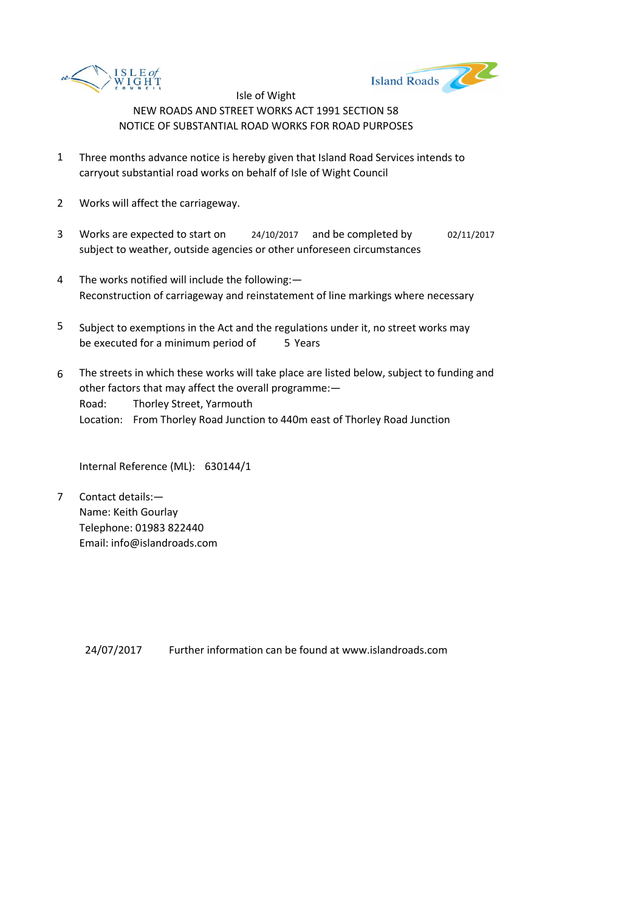Isle of Wight

NEW ROADS AND STREET WORKS ACT 1991 SECTION 58

NOTICE OF SUBSTANTIAL ROAD WORKS FOR ROAD PURPOSES

1. Three months advance notice is hereby given that Island Road Services intends to carryout substantial road works on behalf of Isle of Wight Council

2. Works will affect the carriageway.

3. Works are expected to start on 24/10/2017 and be completed by 02/11/2017 subject to weather, outside agencies or other unforeseen circumstances

4. The works notified will include the following:— Reconstruction of carriageway and reinstatement of line markings where necessary

5. Subject to exemptions in the Act and the regulations under it, no street works may be executed for a minimum period of 5 Years

6. The streets in which these works will take place are listed below, subject to funding and other factors that may affect the overall programme:—
   Road: Thorley Street, Yarmouth
   Location: From Thorley Road Junction to 440m east of Thorley Road Junction

   Internal Reference (ML): 630144/1

7. Contact details:—
   Name: Keith Gourlay
   Telephone: 01983 822440
   Email: info@islandroads.com

24/07/2017 Further information can be found at www.islandroads.com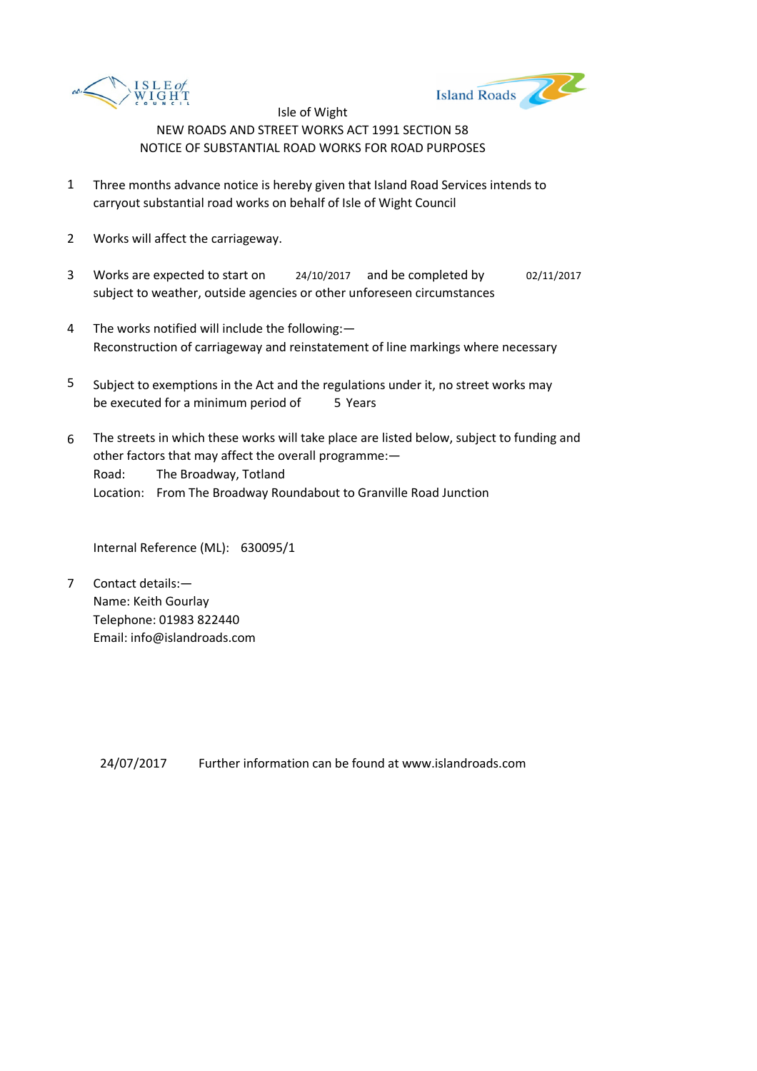Isle of Wight

NEW ROADS AND STREET WORKS ACT 1991 SECTION 58

NOTICE OF SUBSTANTIAL ROAD WORKS FOR ROAD PURPOSES

1. Three months advance notice is hereby given that Island Road Services intends to carryout substantial road works on behalf of Isle of Wight Council

2. Works will affect the carriageway.

3. Works are expected to start on 24/10/2017 and be completed by 02/11/2017 subject to weather, outside agencies or other unforeseen circumstances

4. The works notified will include the following:—
Reconstruction of carriageway and reinstatement of line markings where necessary

5. Subject to exemptions in the Act and the regulations under it, no street works may be executed for a minimum period of 5 Years

6. The streets in which these works will take place are listed below, subject to funding and other factors that may affect the overall programme:—
Road: The Broadway, Totland
Location: From The Broadway Roundabout to Granville Road Junction

   Internal Reference (ML): 630095/1

7. Contact details:—
Name: Keith Gourlay
Telephone: 01983 822440
Email: info@islandroads.com

24/07/2017 Further information can be found at www.islandroads.com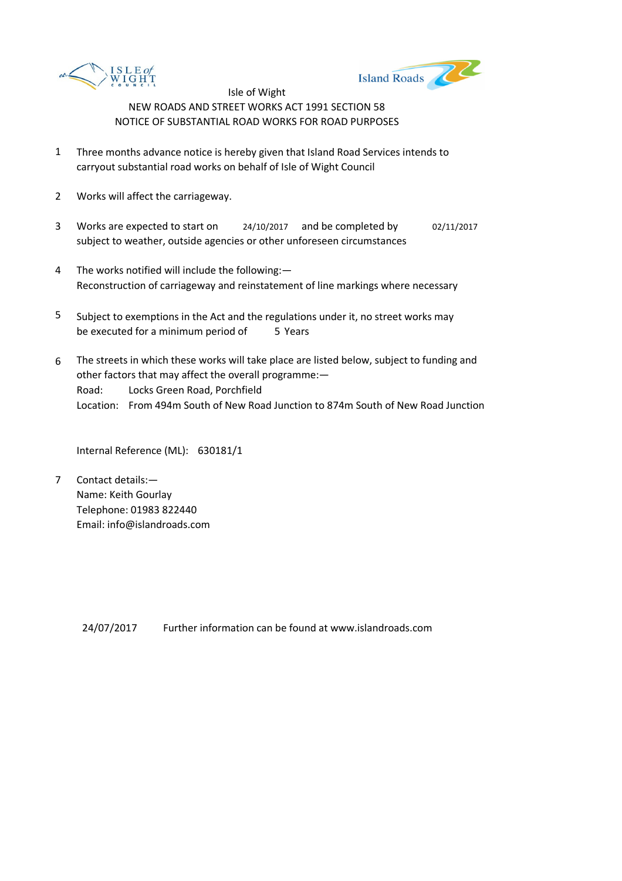Isle of Wight
NEW ROADS AND STREET WORKS ACT 1991 SECTION 58
NOTICE OF SUBSTANTIAL ROAD WORKS FOR ROAD PURPOSES

1. Three months advance notice is hereby given that Island Road Services intends to carryout substantial road works on behalf of Isle of Wight Council

2. Works will affect the carriageway.

3. Works are expected to start on 24/10/2017 and be completed by 02/11/2017 subject to weather, outside agencies or other unforeseen circumstances

4. The works notified will include the following:—
   Reconstruction of carriageway and reinstatement of line markings where necessary

5. Subject to exemptions in the Act and the regulations under it, no street works may be executed for a minimum period of 5 Years

6. The streets in which these works will take place are listed below, subject to funding and other factors that may affect the overall programme:—
   Road: Locks Green Road, Porchfield
   Location: From 494m South of New Road Junction to 874m South of New Road Junction

   Internal Reference (ML): 630181/1

7. Contact details:—
   Name: Keith Gourlay
   Telephone: 01983 822440
   Email: info@islandroads.com

24/07/2017 Further information can be found at www.islandroads.com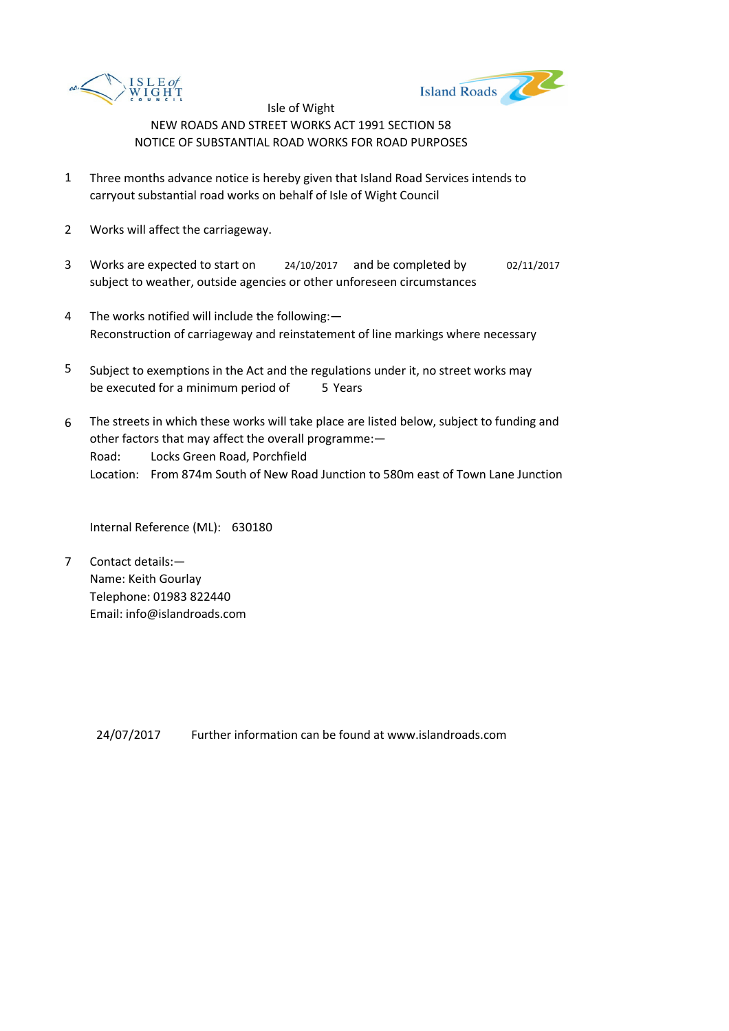Isle of Wight

NEW ROADS AND STREET WORKS ACT 1991 SECTION 58

NOTICE OF SUBSTANTIAL ROAD WORKS FOR ROAD PURPOSES

1. Three months advance notice is hereby given that Island Road Services intends to carryout substantial road works on behalf of Isle of Wight Council

2. Works will affect the carriageway.

3. Works are expected to start on 24/10/2017 and be completed by 02/11/2017 subject to weather, outside agencies or other unforeseen circumstances

4. The works notified will include the following:—
   Reconstruction of carriageway and reinstatement of line markings where necessary

5. Subject to exemptions in the Act and the regulations under it, no street works may be executed for a minimum period of 5 Years

6. The streets in which these works will take place are listed below, subject to funding and other factors that may affect the overall programme:—
   Road: Locks Green Road, Porchfield
   Location: From 874m South of New Road Junction to 580m east of Town Lane Junction

   Internal Reference (ML): 630180

7. Contact details:—
   Name: Keith Gourlay
   Telephone: 01983 822440
   Email: info@islandroads.com

24/07/2017 Further information can be found at www.islandroads.com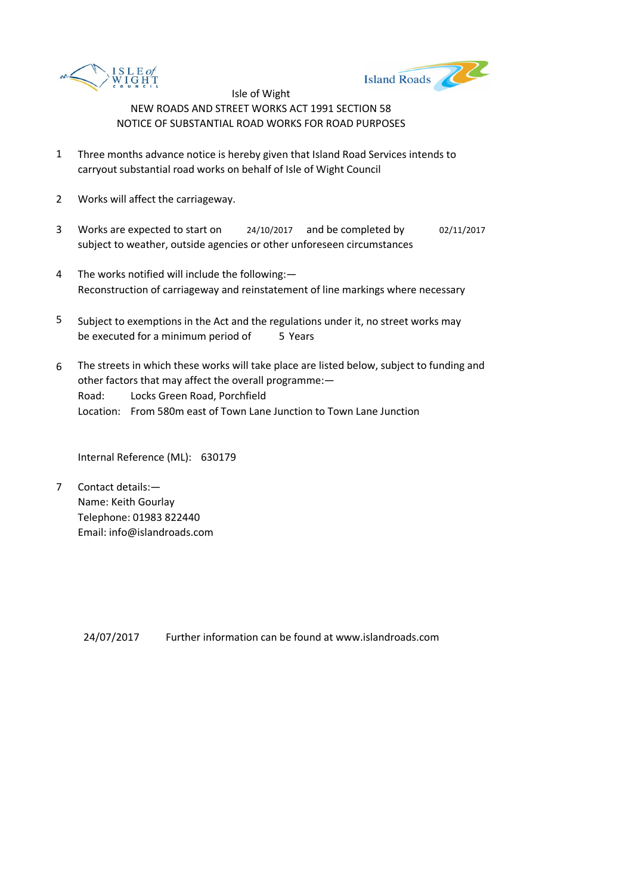Isle of Wight

NEW ROADS AND STREET WORKS ACT 1991 SECTION 58

NOTICE OF SUBSTANTIAL ROAD WORKS FOR ROAD PURPOSES

1. Three months advance notice is hereby given that Island Road Services intends to carryout substantial road works on behalf of Isle of Wight Council

2. Works will affect the carriageway.

3. Works are expected to start on 24/10/2017 and be completed by 02/11/2017 subject to weather, outside agencies or other unforeseen circumstances

4. The works notified will include the following:—
   Reconstruction of carriageway and reinstatement of line markings where necessary

5. Subject to exemptions in the Act and the regulations under it, no street works may be executed for a minimum period of 5 Years

6. The streets in which these works will take place are listed below, subject to funding and other factors that may affect the overall programme:—
   Road: Locks Green Road, Porchfield
   Location: From 580m east of Town Lane Junction to Town Lane Junction

   Internal Reference (ML): 630179

7. Contact details:—
   Name: Keith Gourlay
   Telephone: 01983 822440
   Email: info@islandroads.com

24/07/2017 Further information can be found at www.islandroads.com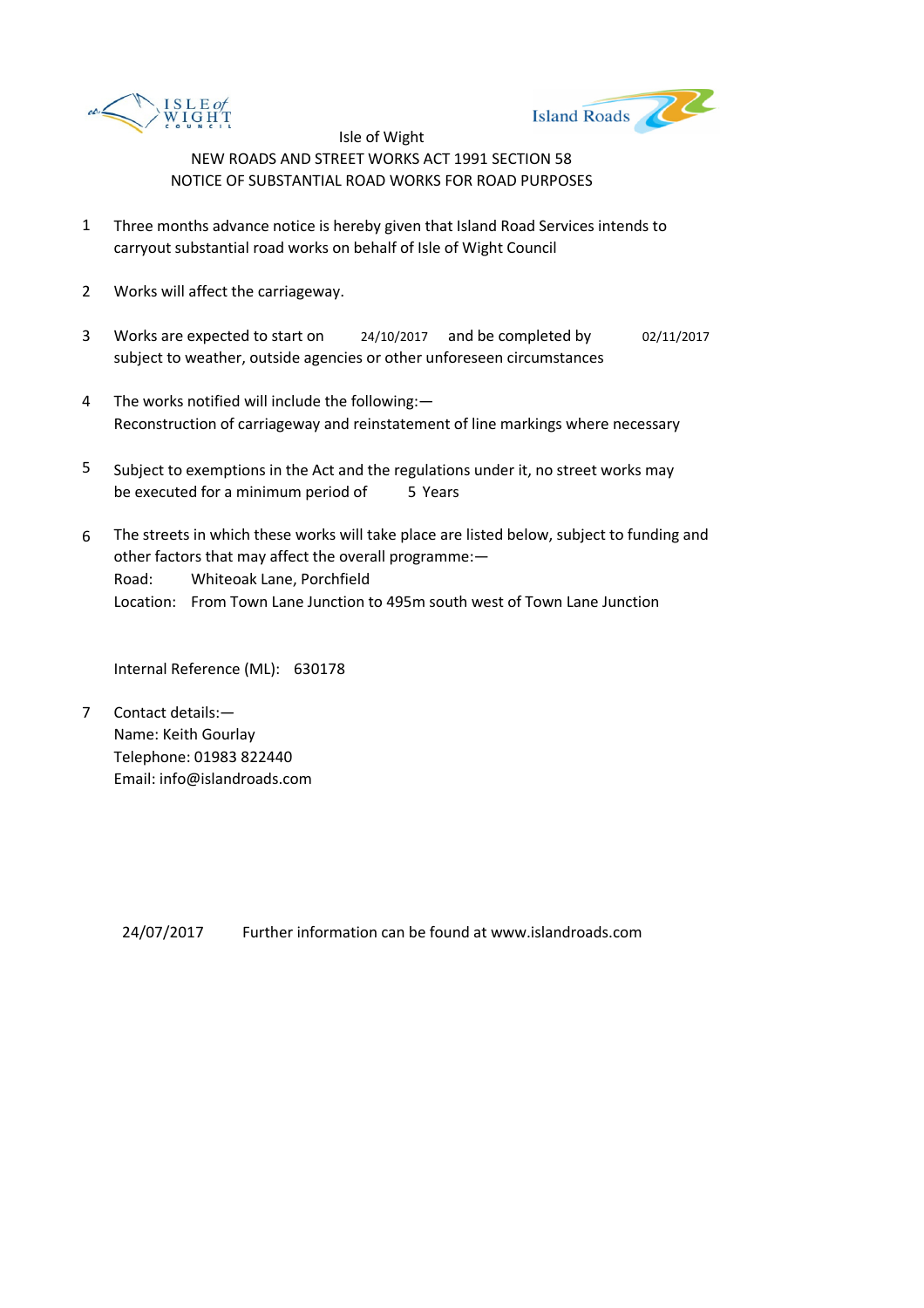Isle of Wight

NEW ROADS AND STREET WORKS ACT 1991 SECTION 58

NOTICE OF SUBSTANTIAL ROAD WORKS FOR ROAD PURPOSES

1. Three months advance notice is hereby given that Island Road Services intends to carryout substantial road works on behalf of Isle of Wight Council

2. Works will affect the carriageway.

3. Works are expected to start on 24/10/2017 and be completed by 02/11/2017 subject to weather, outside agencies or other unforeseen circumstances

4. The works notified will include the following:—
   Reconstruction of carriageway and reinstatement of line markings where necessary

5. Subject to exemptions in the Act and the regulations under it, no street works may be executed for a minimum period of 5 Years

6. The streets in which these works will take place are listed below, subject to funding and other factors that may affect the overall programme:—
   Road: Whiteoak Lane, Porchfield
   Location: From Town Lane Junction to 495m south west of Town Lane Junction

   Internal Reference (ML): 630178

7. Contact details:—
   Name: Keith Gourlay
   Telephone: 01983 822440
   Email: info@islandroads.com

24/07/2017 Further information can be found at www.islandroads.com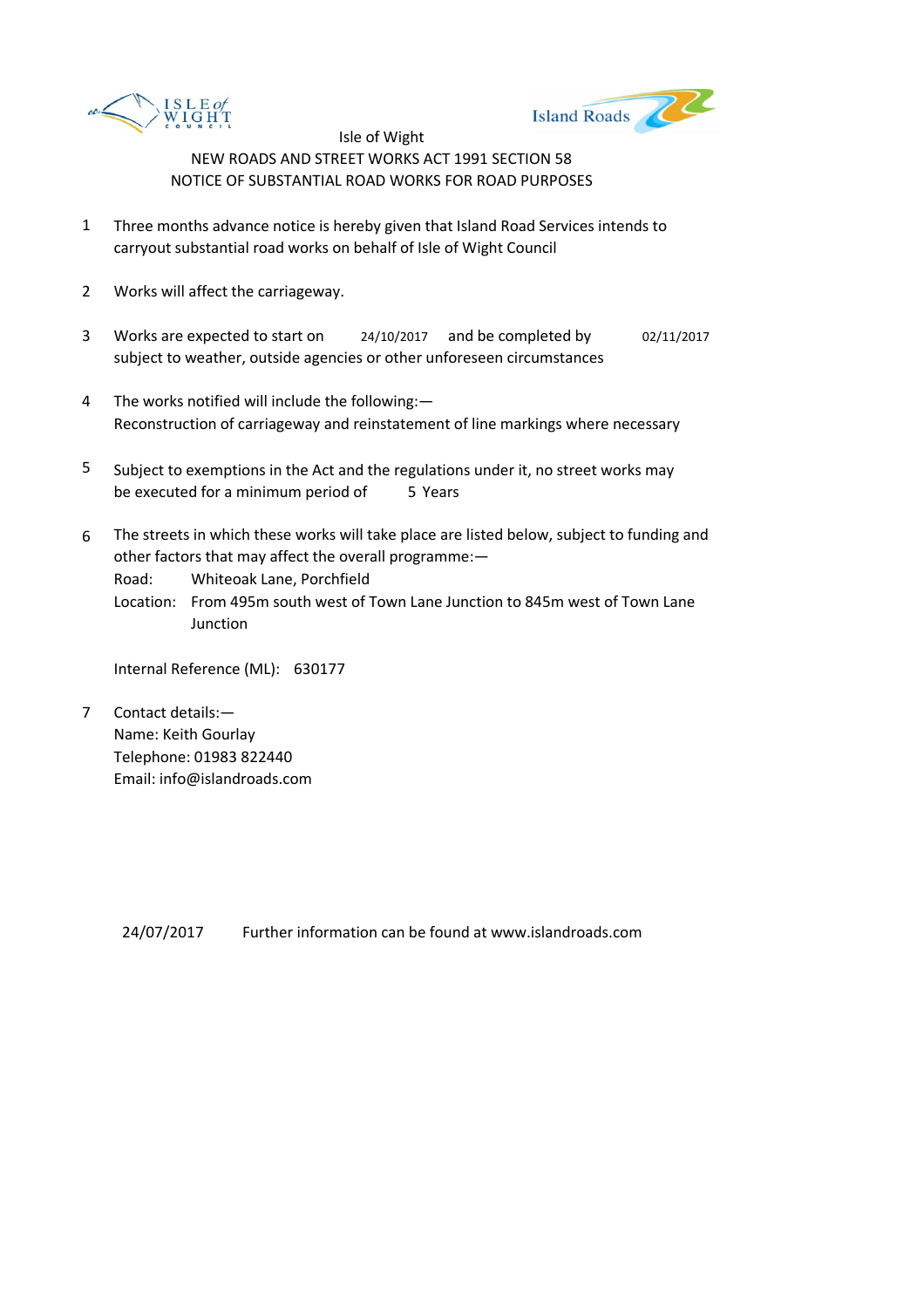Isle of Wight

NEW ROADS AND STREET WORKS ACT 1991 SECTION 58

NOTICE OF SUBSTANTIAL ROAD WORKS FOR ROAD PURPOSES

1. Three months advance notice is hereby given that Island Road Services intends to carryout substantial road works on behalf of Isle of Wight Council

2. Works will affect the carriageway.

3. Works are expected to start on 24/10/2017 and be completed by 02/11/2017 subject to weather, outside agencies or other unforeseen circumstances

4. The works notified will include the following:— Reconstruction of carriageway and reinstatement of line markings where necessary

5. Subject to exemptions in the Act and the regulations under it, no street works may be executed for a minimum period of 5 Years

6. The streets in which these works will take place are listed below, subject to funding and other factors that may affect the overall programme:—
   Road: Whiteoak Lane, Porchfield
   Location: From 495m south west of Town Lane Junction to 845m west of Town Lane Junction

   Internal Reference (ML): 630177

7. Contact details:—
   Name: Keith Gourlay
   Telephone: 01983 822440
   Email: info@islandroads.com

24/07/2017 Further information can be found at www.islandroads.com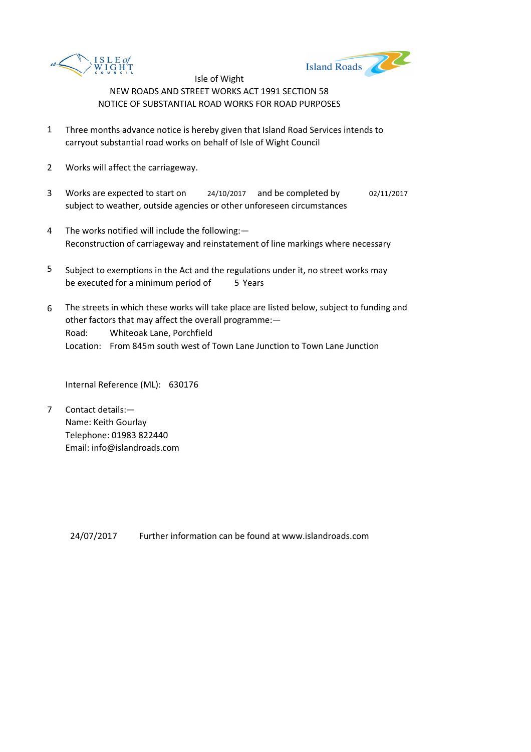Isle of Wight

NEW ROADS AND STREET WORKS ACT 1991 SECTION 58

NOTICE OF SUBSTANTIAL ROAD WORKS FOR ROAD PURPOSES

1. Three months advance notice is hereby given that Island Road Services intends to carryout substantial road works on behalf of Isle of Wight Council

2. Works will affect the carriageway.

3. Works are expected to start on 24/10/2017 and be completed by 02/11/2017 subject to weather, outside agencies or other unforeseen circumstances

4. The works notified will include the following:—
   Reconstruction of carriageway and reinstatement of line markings where necessary

5. Subject to exemptions in the Act and the regulations under it, no street works may be executed for a minimum period of 5 Years

6. The streets in which these works will take place are listed below, subject to funding and other factors that may affect the overall programme:—
   Road: Whiteoak Lane, Porchfield
   Location: From 845m south west of Town Lane Junction to Town Lane Junction

   Internal Reference (ML): 630176

7. Contact details:—
   Name: Keith Gourlay
   Telephone: 01983 822440
   Email: info@islandroads.com

24/07/2017 Further information can be found at www.islandroads.com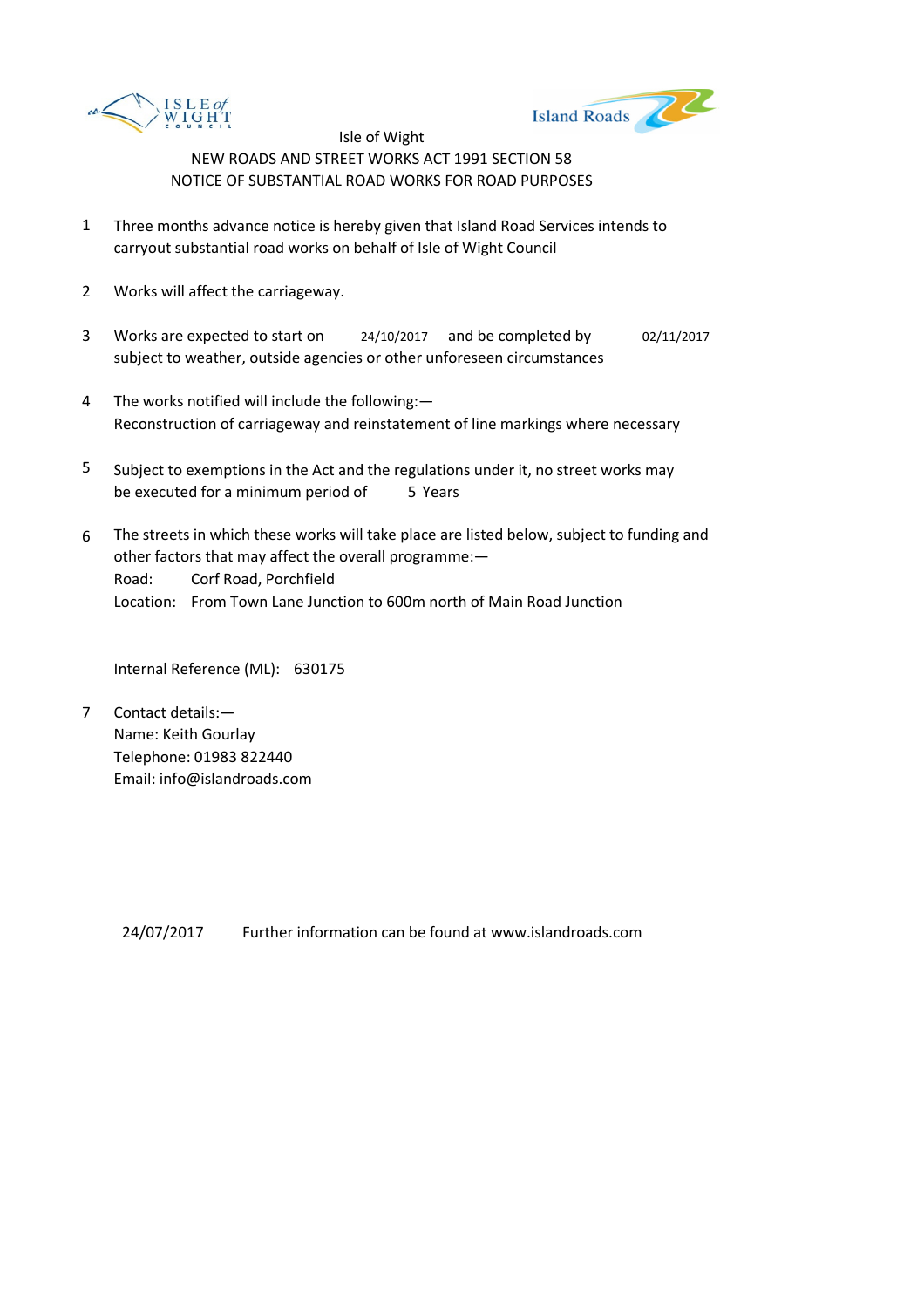Isle of Wight

NEW ROADS AND STREET WORKS ACT 1991 SECTION 58

NOTICE OF SUBSTANTIAL ROAD WORKS FOR ROAD PURPOSES

1. Three months advance notice is hereby given that Island Road Services intends to carryout substantial road works on behalf of Isle of Wight Council

2. Works will affect the carriageway.

3. Works are expected to start on 24/10/2017 and be completed by 02/11/2017 subject to weather, outside agencies or other unforeseen circumstances

4. The works notified will include the following:—
   Reconstruction of carriageway and reinstatement of line markings where necessary

5. Subject to exemptions in the Act and the regulations under it, no street works may be executed for a minimum period of 5 Years

6. The streets in which these works will take place are listed below, subject to funding and other factors that may affect the overall programme:—
   Road: Corf Road, Porchfield
   Location: From Town Lane Junction to 600m north of Main Road Junction

   Internal Reference (ML): 630175

7. Contact details:—
   Name: Keith Gourlay
   Telephone: 01983 822440
   Email: info@islandroads.com

24/07/2017 Further information can be found at www.islandroads.com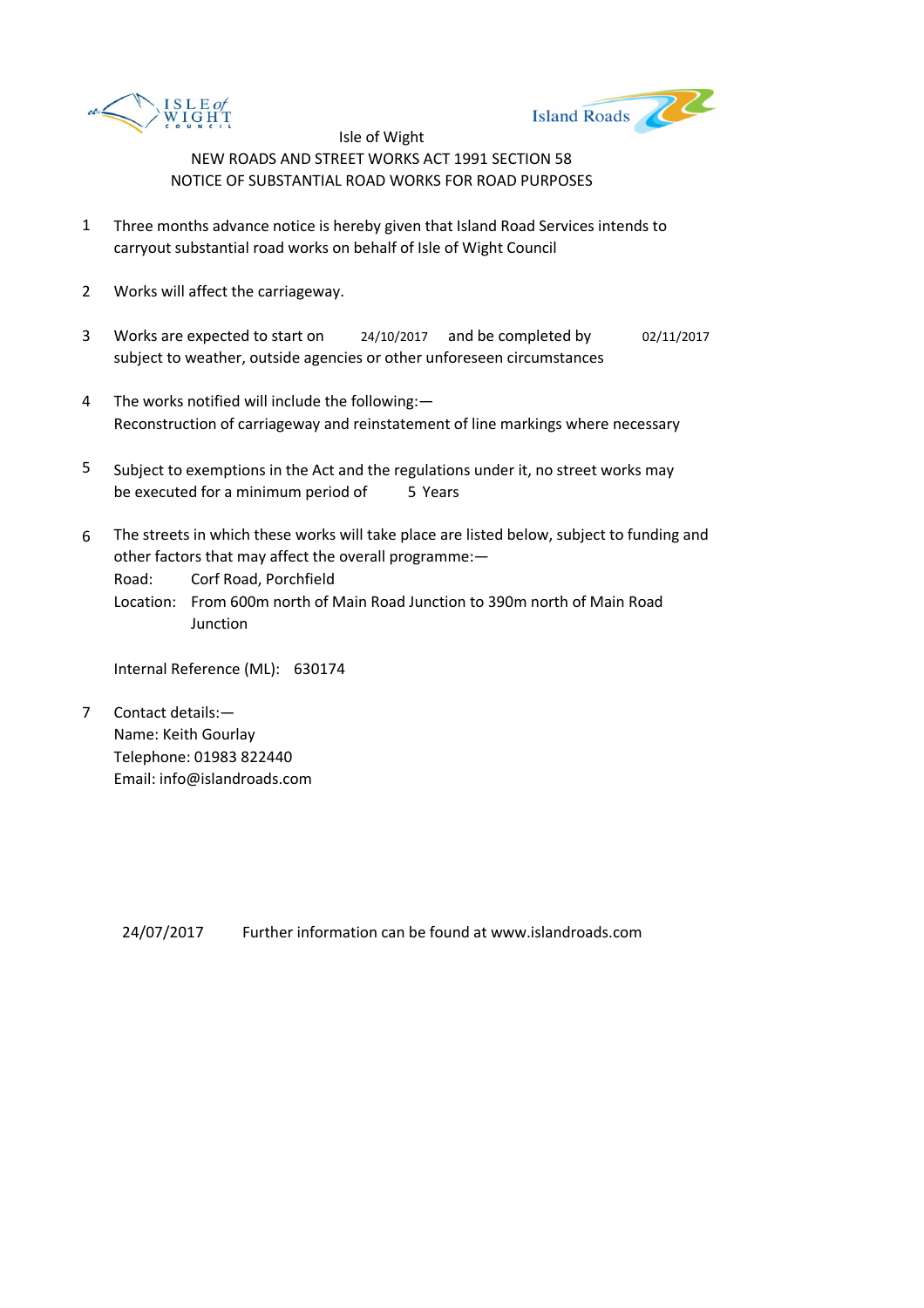Isle of Wight

NEW ROADS AND STREET WORKS ACT 1991 SECTION 58

NOTICE OF SUBSTANTIAL ROAD WORKS FOR ROAD PURPOSES

1. Three months advance notice is hereby given that Island Road Services intends to carryout substantial road works on behalf of Isle of Wight Council

2. Works will affect the carriageway.

3. Works are expected to start on 24/10/2017 and be completed by 02/11/2017 subject to weather, outside agencies or other unforeseen circumstances

4. The works notified will include the following:—
   Reconstruction of carriageway and reinstatement of line markings where necessary

5. Subject to exemptions in the Act and the regulations under it, no street works may be executed for a minimum period of 5 Years

6. The streets in which these works will take place are listed below, subject to funding and other factors that may affect the overall programme:—
   Road: Corf Road, Porchfield
   Location: From 600m north of Main Road Junction to 390m north of Main Road Junction

   Internal Reference (ML): 630174

7. Contact details:—
   Name: Keith Gourlay
   Telephone: 01983 822440
   Email: info@islandroads.com

24/07/2017 Further information can be found at www.islandroads.com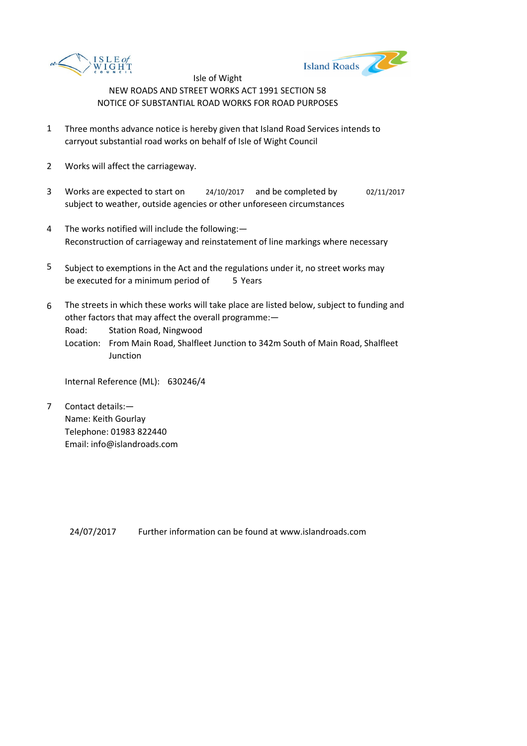Isle of Wight

NEW ROADS AND STREET WORKS ACT 1991 SECTION 58

NOTICE OF SUBSTANTIAL ROAD WORKS FOR ROAD PURPOSES

1. Three months advance notice is hereby given that Island Road Services intends to carryout substantial road works on behalf of Isle of Wight Council

2. Works will affect the carriageway.

3. Works are expected to start on 24/10/2017 and be completed by 02/11/2017 subject to weather, outside agencies or other unforeseen circumstances

4. The works notified will include the following:—
   Reconstruction of carriageway and reinstatement of line markings where necessary

5. Subject to exemptions in the Act and the regulations under it, no street works may be executed for a minimum period of 5 Years

6. The streets in which these works will take place are listed below, subject to funding and other factors that may affect the overall programme:—
   Road: Station Road, Ningwood
   Location: From Main Road, Shalfleet Junction to 342m South of Main Road, Shalfleet Junction

   Internal Reference (ML): 630246/4

7. Contact details:—
   Name: Keith Gourlay
   Telephone: 01983 822440
   Email: info@islandroads.com

24/07/2017 Further information can be found at www.islandroads.com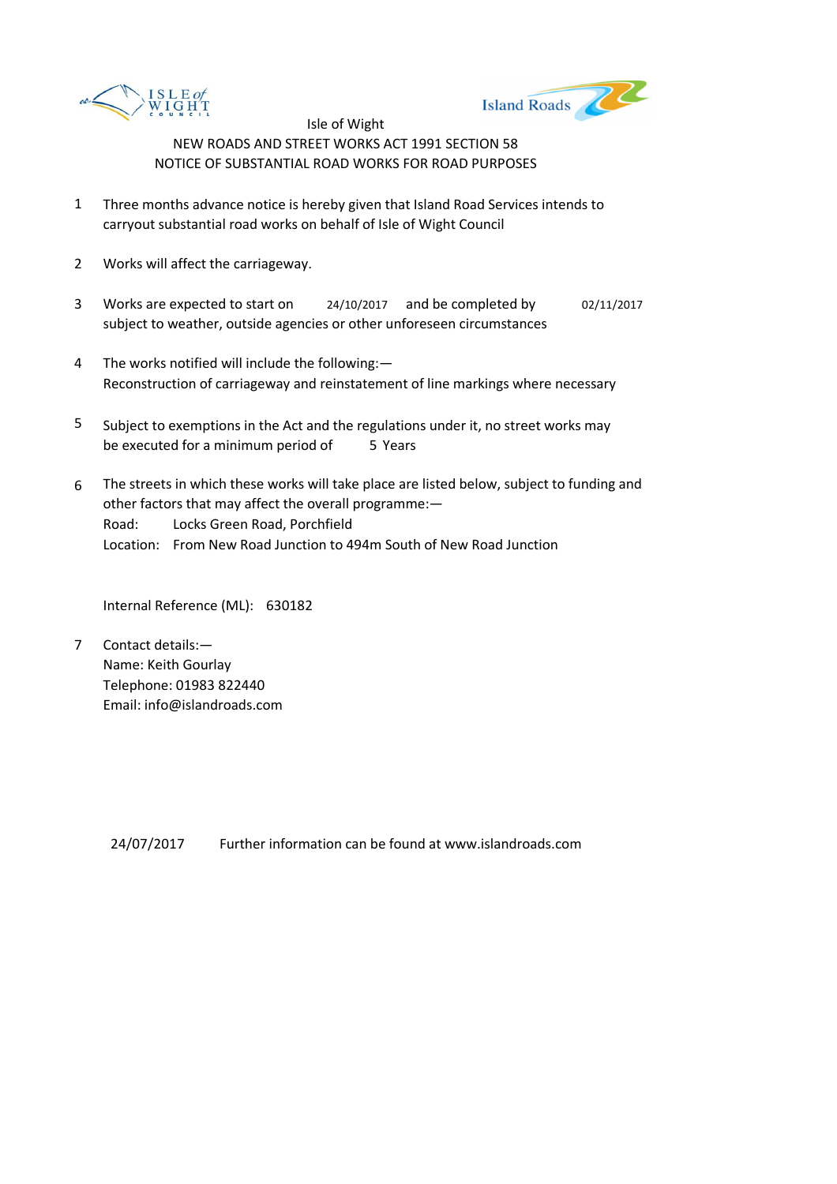Isle of Wight

NEW ROADS AND STREET WORKS ACT 1991 SECTION 58

NOTICE OF SUBSTANTIAL ROAD WORKS FOR ROAD PURPOSES

1. Three months advance notice is hereby given that Island Road Services intends to carryout substantial road works on behalf of Isle of Wight Council

2. Works will affect the carriageway.

3. Works are expected to start on 24/10/2017 and be completed by 02/11/2017 subject to weather, outside agencies or other unforeseen circumstances

4. The works notified will include the following:—
Reconstruction of carriageway and reinstatement of line markings where necessary

5. Subject to exemptions in the Act and the regulations under it, no street works may be executed for a minimum period of 5 Years

6. The streets in which these works will take place are listed below, subject to funding and other factors that may affect the overall programme:—
Road: Locks Green Road, Porchfield
Location: From New Road Junction to 494m South of New Road Junction

   Internal Reference (ML): 630182

7. Contact details:—
Name: Keith Gourlay
Telephone: 01983 822440
Email: info@islandroads.com

24/07/2017 Further information can be found at www.islandroads.com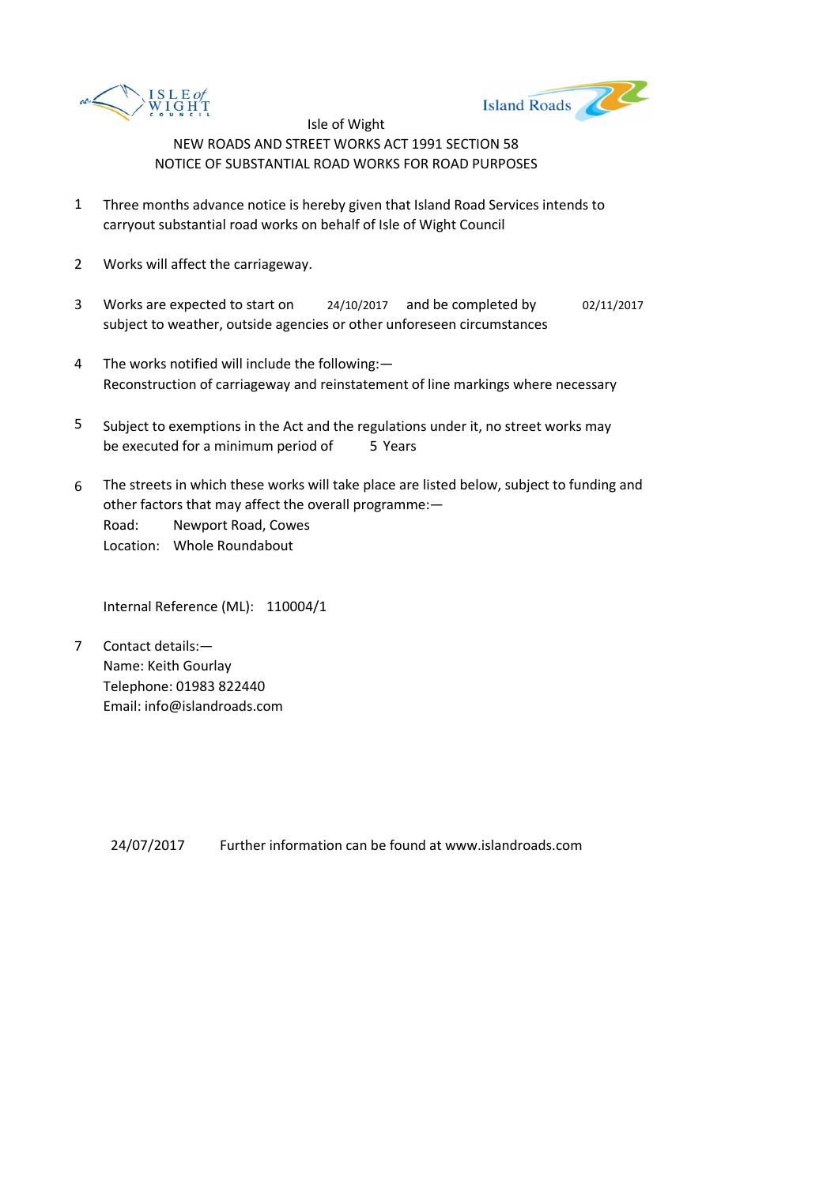Isle of Wight

NEW ROADS AND STREET WORKS ACT 1991 SECTION 58

NOTICE OF SUBSTANTIAL ROAD WORKS FOR ROAD PURPOSES

1. Three months advance notice is hereby given that Island Road Services intends to carryout substantial road works on behalf of Isle of Wight Council

2. Works will affect the carriageway.

3. Works are expected to start on 24/10/2017 and be completed by 02/11/2017 subject to weather, outside agencies or other unforeseen circumstances

4. The works notified will include the following:—
   Reconstruction of carriageway and reinstatement of line markings where necessary

5. Subject to exemptions in the Act and the regulations under it, no street works may be executed for a minimum period of 5 Years

6. The streets in which these works will take place are listed below, subject to funding and other factors that may affect the overall programme:—
   Road: Newport Road, Cowes
   Location: Whole Roundabout

   Internal Reference (ML): 110004/1

7. Contact details:—
   Name: Keith Gourlay
   Telephone: 01983 822440
   Email: info@islandroads.com

24/07/2017 Further information can be found at www.islandroads.com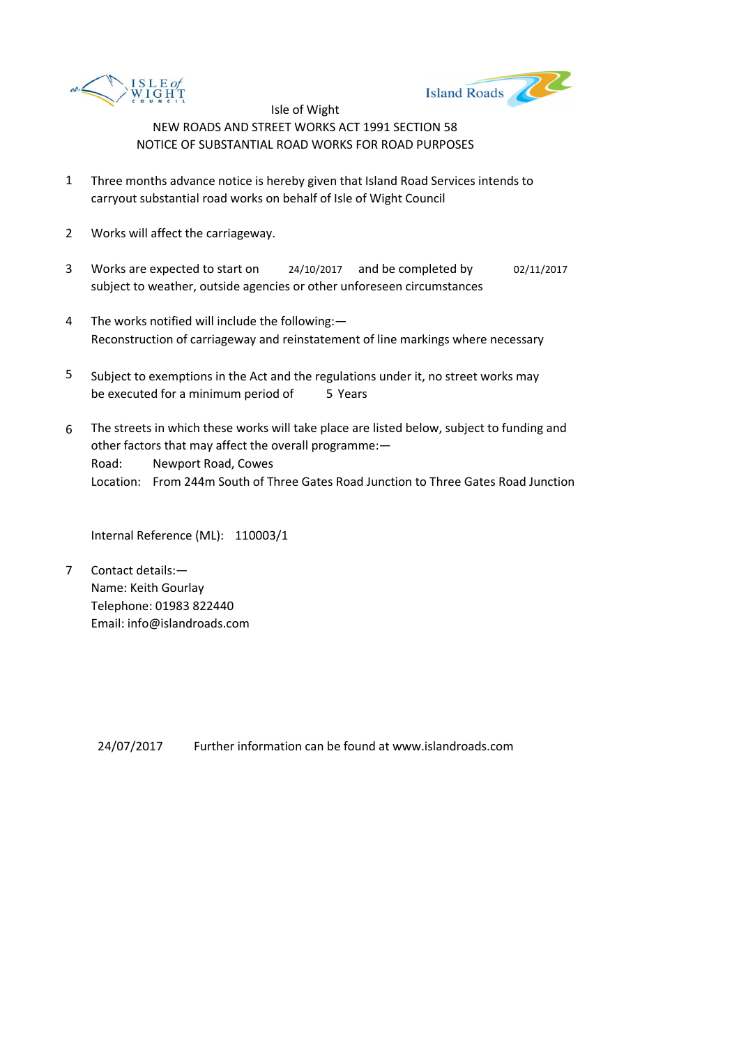Isle of Wight

NEW ROADS AND STREET WORKS ACT 1991 SECTION 58

NOTICE OF SUBSTANTIAL ROAD WORKS FOR ROAD PURPOSES

1. Three months advance notice is hereby given that Island Road Services intends to carryout substantial road works on behalf of Isle of Wight Council

2. Works will affect the carriageway.

3. Works are expected to start on 24/10/2017 and be completed by 02/11/2017 subject to weather, outside agencies or other unforeseen circumstances

4. The works notified will include the following:—
   Reconstruction of carriageway and reinstatement of line markings where necessary

5. Subject to exemptions in the Act and the regulations under it, no street works may be executed for a minimum period of 5 Years

6. The streets in which these works will take place are listed below, subject to funding and other factors that may affect the overall programme:—
   Road: Newport Road, Cowes
   Location: From 244m South of Three Gates Road Junction to Three Gates Road Junction

   Internal Reference (ML): 110003/1

7. Contact details:—
   Name: Keith Gourlay
   Telephone: 01983 822440
   Email: info@islandroads.com

24/07/2017 Further information can be found at www.islandroads.com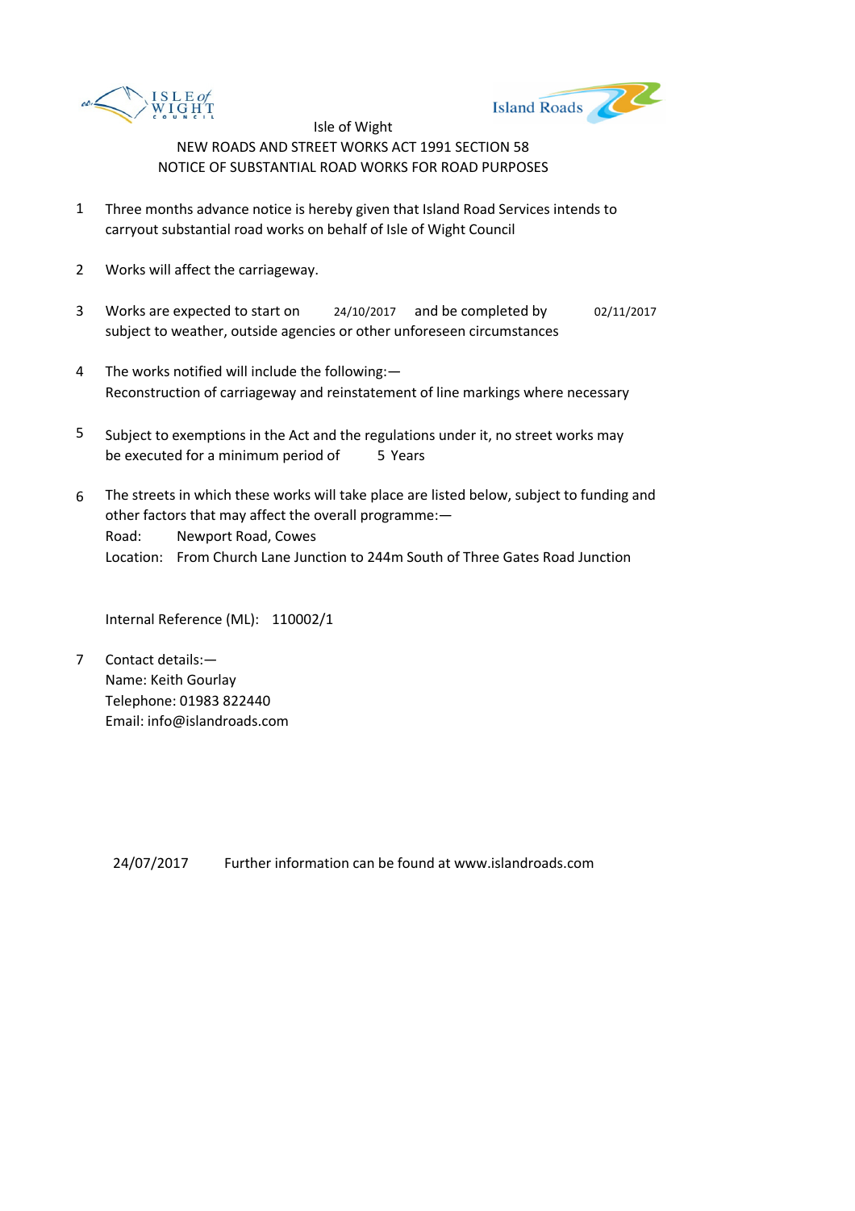Isle of Wight
NEW ROADS AND STREET WORKS ACT 1991 SECTION 58
NOTICE OF SUBSTANTIAL ROAD WORKS FOR ROAD PURPOSES

1. Three months advance notice is hereby given that Island Road Services intends to carryout substantial road works on behalf of Isle of Wight Council

2. Works will affect the carriageway.

3. Works are expected to start on 24/10/2017 and be completed by 02/11/2017 subject to weather, outside agencies or other unforeseen circumstances

4. The works notified will include the following:—
Reconstruction of carriageway and reinstatement of line markings where necessary

5. Subject to exemptions in the Act and the regulations under it, no street works may be executed for a minimum period of 5 Years

6. The streets in which these works will take place are listed below, subject to funding and other factors that may affect the overall programme:—
Road: Newport Road, Cowes
Location: From Church Lane Junction to 244m South of Three Gates Road Junction

Internal Reference (ML): 110002/1

7. Contact details:—
Name: Keith Gourlay
Telephone: 01983 822440
Email: info@islandroads.com

24/07/2017 Further information can be found at www.islandroads.com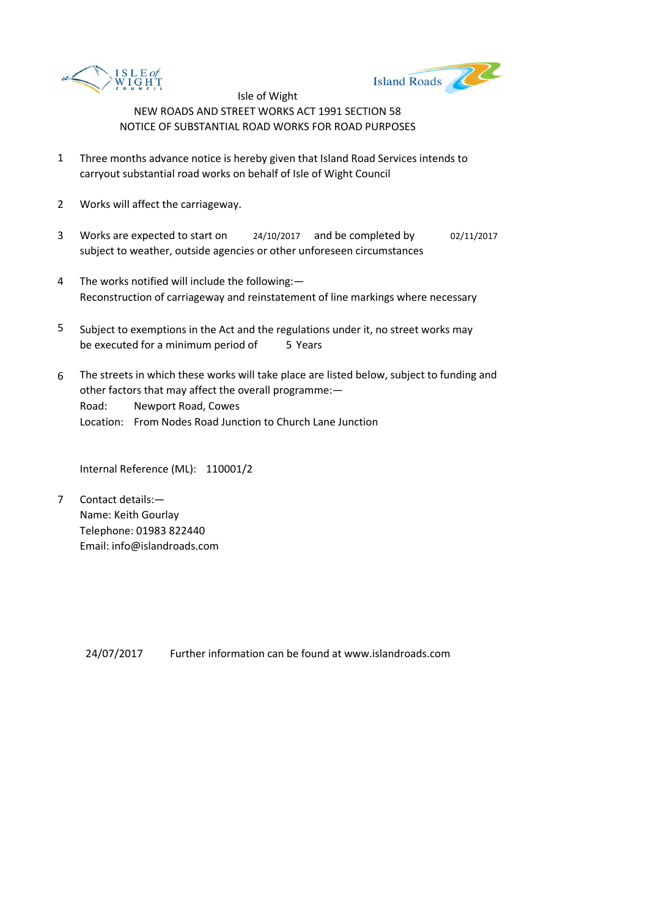Isle of Wight

NEW ROADS AND STREET WORKS ACT 1991 SECTION 58

NOTICE OF SUBSTANTIAL ROAD WORKS FOR ROAD PURPOSES

1. Three months advance notice is hereby given that Island Road Services intends to carryout substantial road works on behalf of Isle of Wight Council

2. Works will affect the carriageway.

3. Works are expected to start on 24/10/2017 and be completed by 02/11/2017 subject to weather, outside agencies or other unforeseen circumstances

4. The works notified will include the following:—
   Reconstruction of carriageway and reinstatement of line markings where necessary

5. Subject to exemptions in the Act and the regulations under it, no street works may be executed for a minimum period of 5 Years

6. The streets in which these works will take place are listed below, subject to funding and other factors that may affect the overall programme:—
   Road: Newport Road, Cowes
   Location: From Nodes Road Junction to Church Lane Junction

   Internal Reference (ML): 110001/2

7. Contact details:—
   Name: Keith Gourlay
   Telephone: 01983 822440
   Email: info@islandroads.com

24/07/2017 Further information can be found at www.islandroads.com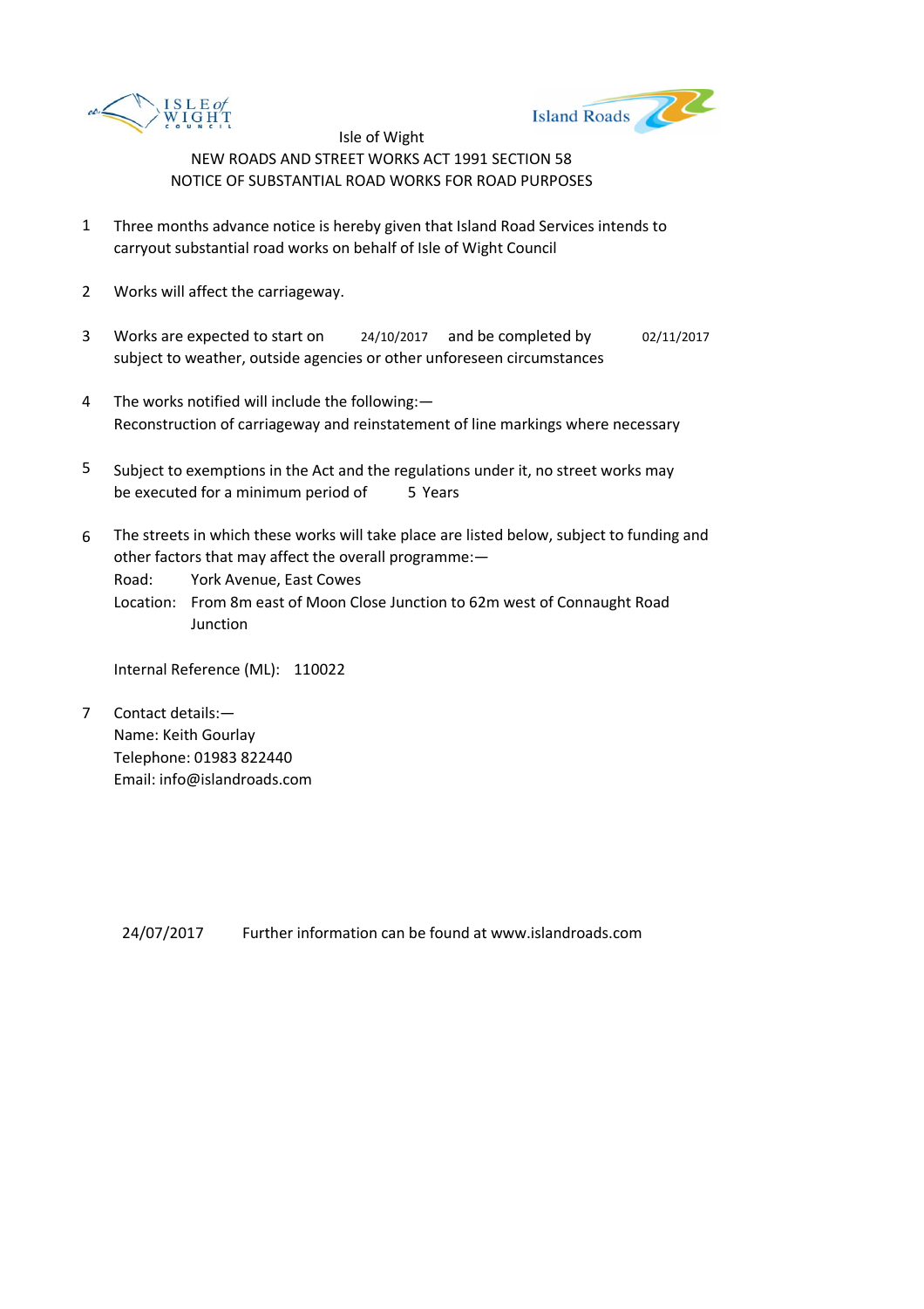Isle of Wight

NEW ROADS AND STREET WORKS ACT 1991 SECTION 58

NOTICE OF SUBSTANTIAL ROAD WORKS FOR ROAD PURPOSES

1. Three months advance notice is hereby given that Island Road Services intends to carryout substantial road works on behalf of Isle of Wight Council

2. Works will affect the carriageway.

3. Works are expected to start on 24/10/2017 and be completed by 02/11/2017 subject to weather, outside agencies or other unforeseen circumstances

4. The works notified will include the following:—
   Reconstruction of carriageway and reinstatement of line markings where necessary

5. Subject to exemptions in the Act and the regulations under it, no street works may be executed for a minimum period of 5 Years

6. The streets in which these works will take place are listed below, subject to funding and other factors that may affect the overall programme:—
   Road: York Avenue, East Cowes
   Location: From 8m east of Moon Close Junction to 62m west of Connaught Road Junction

   Internal Reference (ML): 110022

7. Contact details:—
   Name: Keith Gourlay
   Telephone: 01983 822440
   Email: info@islandroads.com

24/07/2017 Further information can be found at www.islandroads.com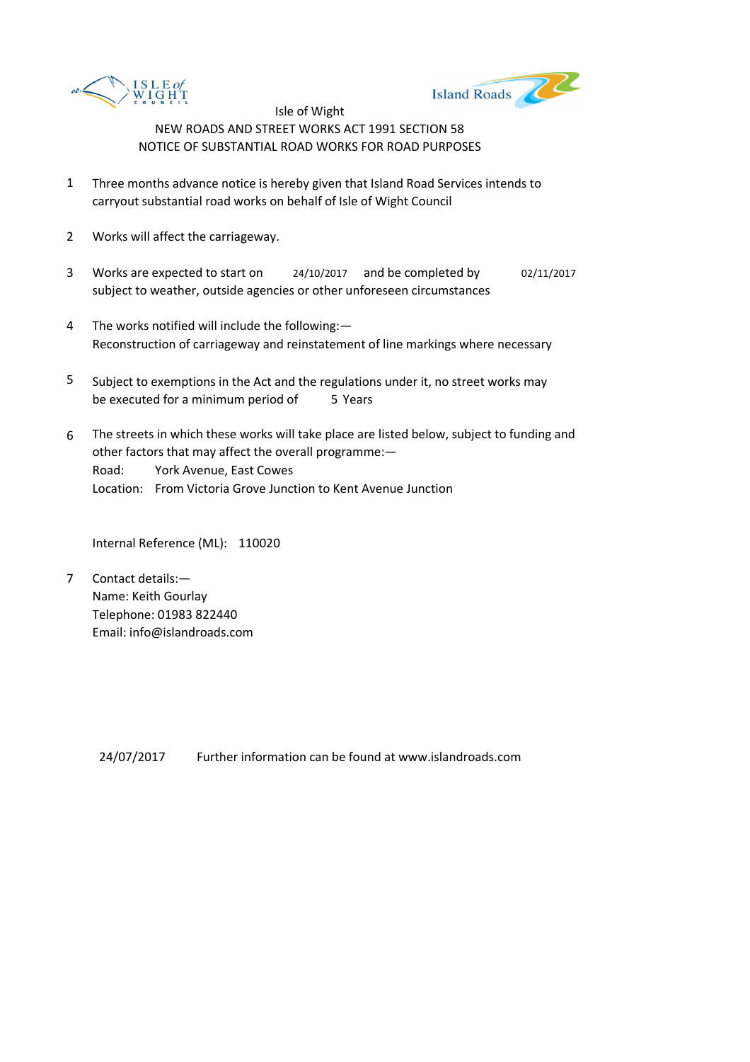Isle of Wight

NEW ROADS AND STREET WORKS ACT 1991 SECTION 58

NOTICE OF SUBSTANTIAL ROAD WORKS FOR ROAD PURPOSES

1. Three months advance notice is hereby given that Island Road Services intends to carryout substantial road works on behalf of Isle of Wight Council

2. Works will affect the carriageway.

3. Works are expected to start on 24/10/2017 and be completed by 02/11/2017 subject to weather, outside agencies or other unforeseen circumstances

4. The works notified will include the following:—
Reconstruction of carriageway and reinstatement of line markings where necessary

5. Subject to exemptions in the Act and the regulations under it, no street works may be executed for a minimum period of 5 Years

6. The streets in which these works will take place are listed below, subject to funding and other factors that may affect the overall programme:—
Road: York Avenue, East Cowes
Location: From Victoria Grove Junction to Kent Avenue Junction

Internal Reference (ML): 110020

7. Contact details:—
Name: Keith Gourlay
Telephone: 01983 822440
Email: info@islandroads.com

24/07/2017 Further information can be found at www.islandroads.com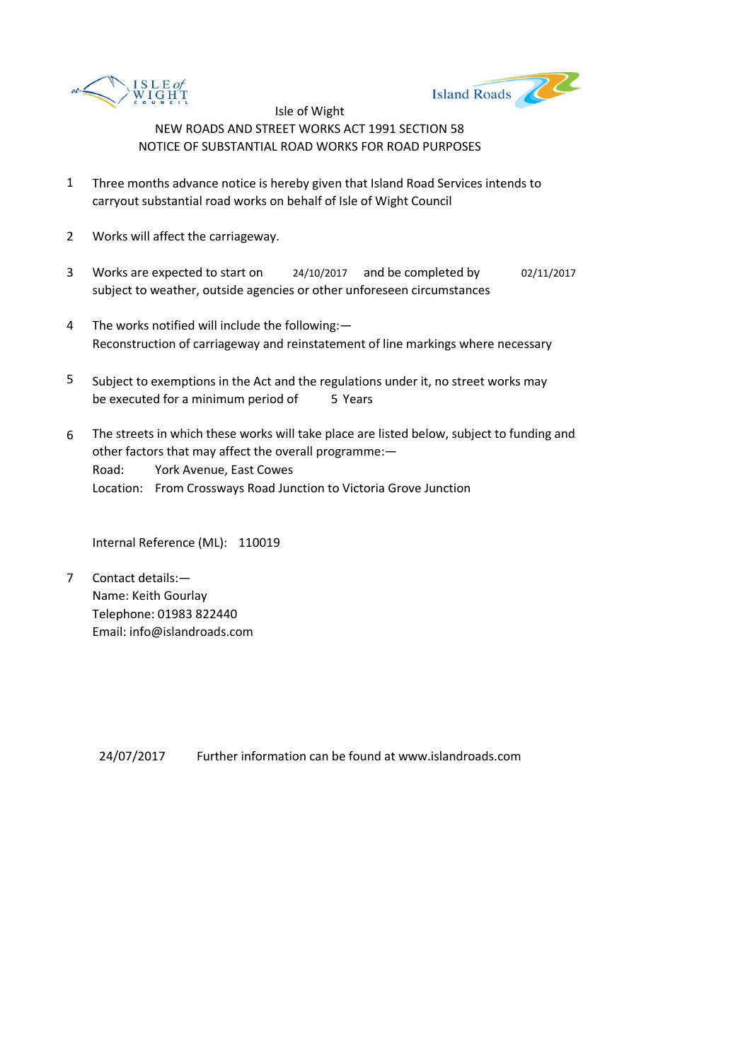Isle of Wight

NEW ROADS AND STREET WORKS ACT 1991 SECTION 58

NOTICE OF SUBSTANTIAL ROAD WORKS FOR ROAD PURPOSES

1. Three months advance notice is hereby given that Island Road Services intends to carryout substantial road works on behalf of Isle of Wight Council

2. Works will affect the carriageway.

3. Works are expected to start on 24/10/2017 and be completed by 02/11/2017 subject to weather, outside agencies or other unforeseen circumstances

4. The works notified will include the following:—
   Reconstruction of carriageway and reinstatement of line markings where necessary

5. Subject to exemptions in the Act and the regulations under it, no street works may be executed for a minimum period of 5 Years

6. The streets in which these works will take place are listed below, subject to funding and other factors that may affect the overall programme:—
   Road: York Avenue, East Cowes
   Location: From Crossways Road Junction to Victoria Grove Junction

   Internal Reference (ML): 110019

7. Contact details:—
   Name: Keith Gourlay
   Telephone: 01983 822440
   Email: info@islandroads.com

24/07/2017 Further information can be found at www.islandroads.com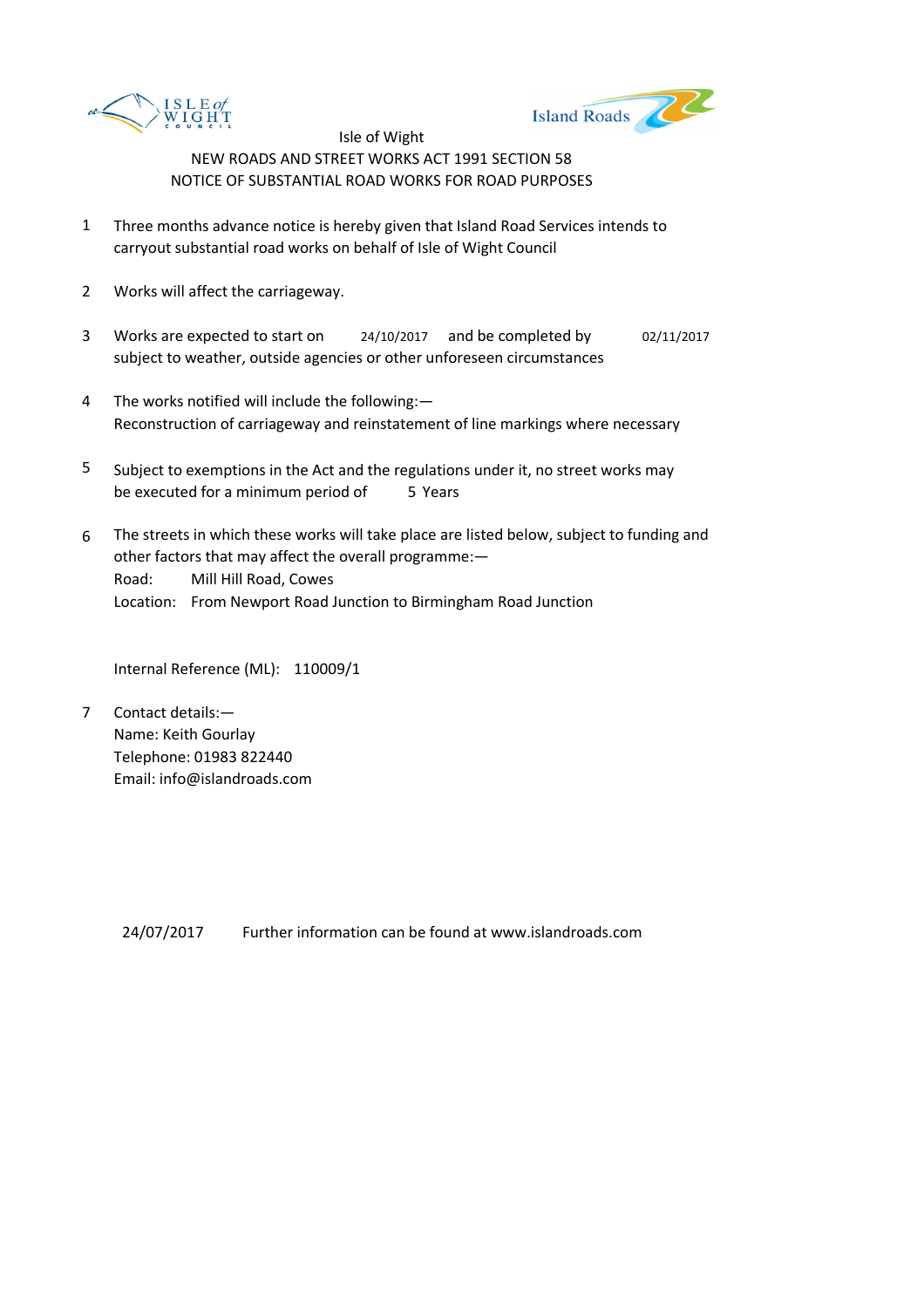Isle of Wight

NEW ROADS AND STREET WORKS ACT 1991 SECTION 58

NOTICE OF SUBSTANTIAL ROAD WORKS FOR ROAD PURPOSES

1. Three months advance notice is hereby given that Island Road Services intends to carryout substantial road works on behalf of Isle of Wight Council

2. Works will affect the carriageway.

3. Works are expected to start on 24/10/2017 and be completed by 02/11/2017 subject to weather, outside agencies or other unforeseen circumstances

4. The works notified will include the following:—
Reconstruction of carriageway and reinstatement of line markings where necessary

5. Subject to exemptions in the Act and the regulations under it, no street works may be executed for a minimum period of 5 Years

6. The streets in which these works will take place are listed below, subject to funding and other factors that may affect the overall programme:—
Road: Mill Hill Road, Cowes
Location: From Newport Road Junction to Birmingham Road Junction

Internal Reference (ML): 110009/1

7. Contact details:—
Name: Keith Gourlay
Telephone: 01983 822440
Email: info@islandroads.com

24/07/2017 Further information can be found at www.islandroads.com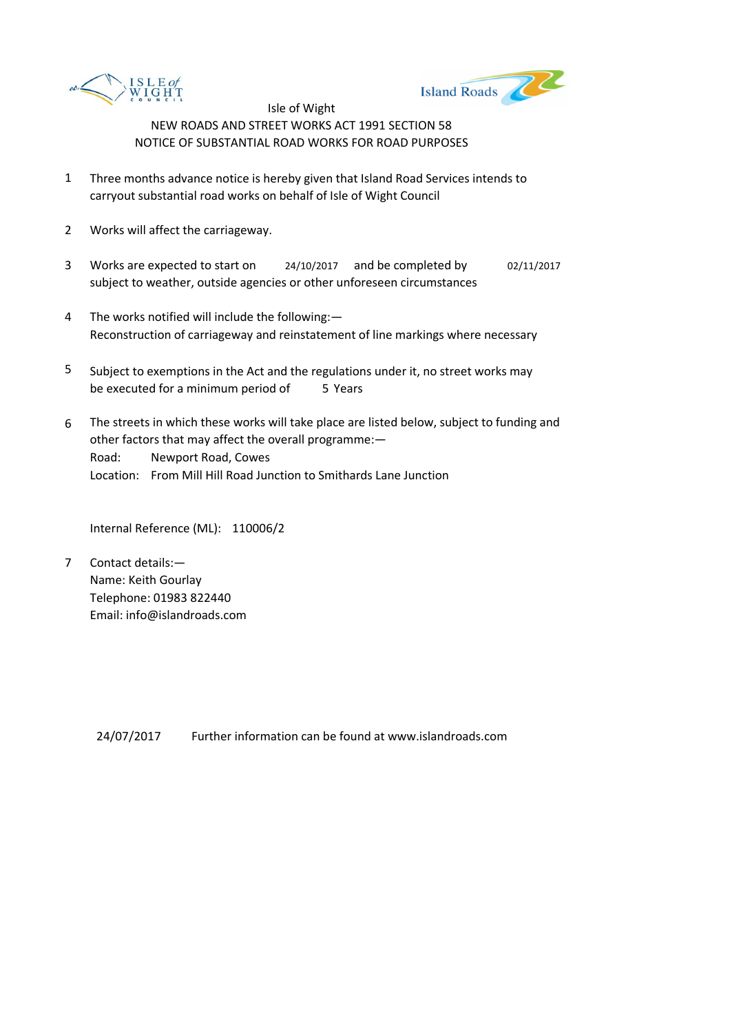Isle of Wight

NEW ROADS AND STREET WORKS ACT 1991 SECTION 58

NOTICE OF SUBSTANTIAL ROAD WORKS FOR ROAD PURPOSES

1. Three months advance notice is hereby given that Island Road Services intends to carryout substantial road works on behalf of Isle of Wight Council

2. Works will affect the carriageway.

3. Works are expected to start on 24/10/2017 and be completed by 02/11/2017 subject to weather, outside agencies or other unforeseen circumstances

4. The works notified will include the following:—
   Reconstruction of carriageway and reinstatement of line markings where necessary

5. Subject to exemptions in the Act and the regulations under it, no street works may be executed for a minimum period of 5 Years

6. The streets in which these works will take place are listed below, subject to funding and other factors that may affect the overall programme:—
   Road: Newport Road, Cowes
   Location: From Mill Hill Road Junction to Smithards Lane Junction

   Internal Reference (ML): 110006/2

7. Contact details:—
   Name: Keith Gourlay
   Telephone: 01983 822440
   Email: info@islandroads.com

24/07/2017 Further information can be found at www.islandroads.com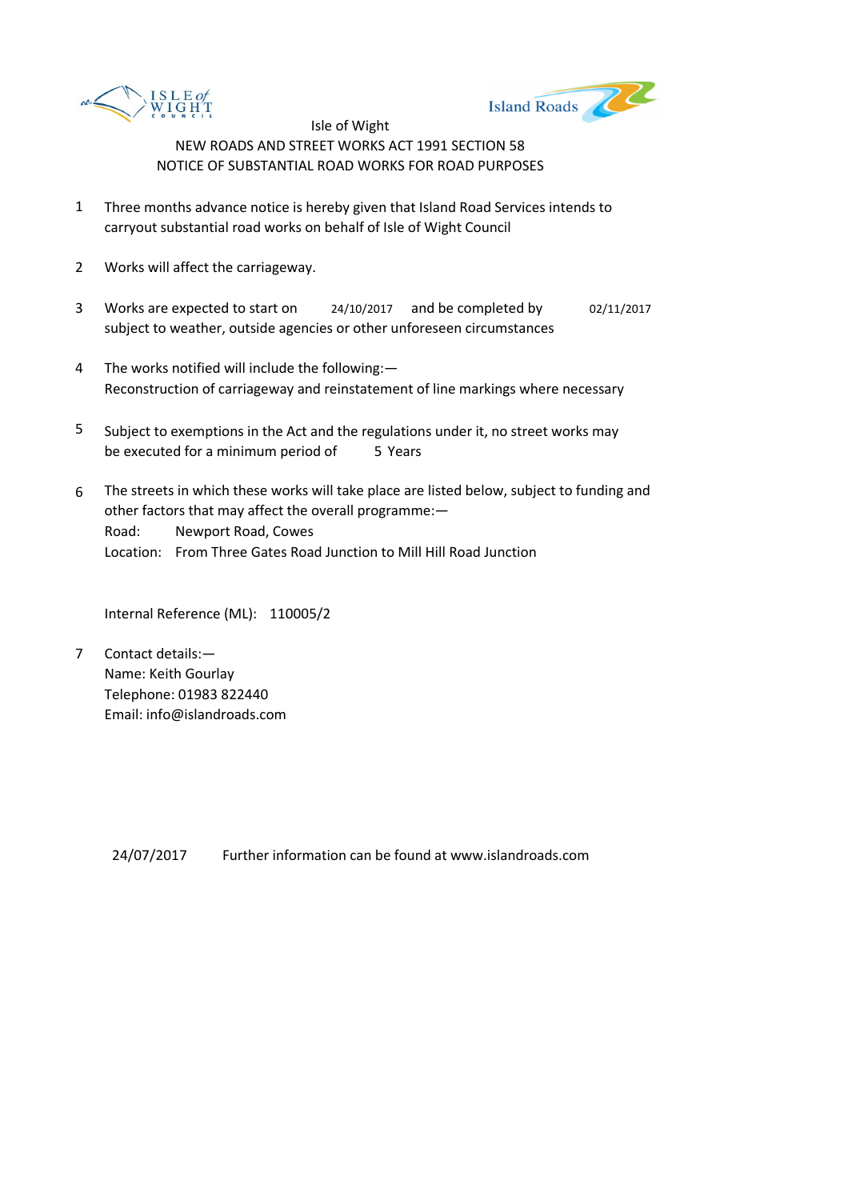Isle of Wight

NEW ROADS AND STREET WORKS ACT 1991 SECTION 58

NOTICE OF SUBSTANTIAL ROAD WORKS FOR ROAD PURPOSES

1. Three months advance notice is hereby given that Island Road Services intends to carryout substantial road works on behalf of Isle of Wight Council

2. Works will affect the carriageway.

3. Works are expected to start on 24/10/2017 and be completed by 02/11/2017 subject to weather, outside agencies or other unforeseen circumstances

4. The works notified will include the following:— Reconstruction of carriageway and reinstatement of line markings where necessary

5. Subject to exemptions in the Act and the regulations under it, no street works may be executed for a minimum period of 5 Years

6. The streets in which these works will take place are listed below, subject to funding and other factors that may affect the overall programme:—
   Road: Newport Road, Cowes
   Location: From Three Gates Road Junction to Mill Hill Road Junction

   Internal Reference (ML): 110005/2

7. Contact details:—
   Name: Keith Gourlay
   Telephone: 01983 822440
   Email: info@islandroads.com

24/07/2017 Further information can be found at www.islandroads.com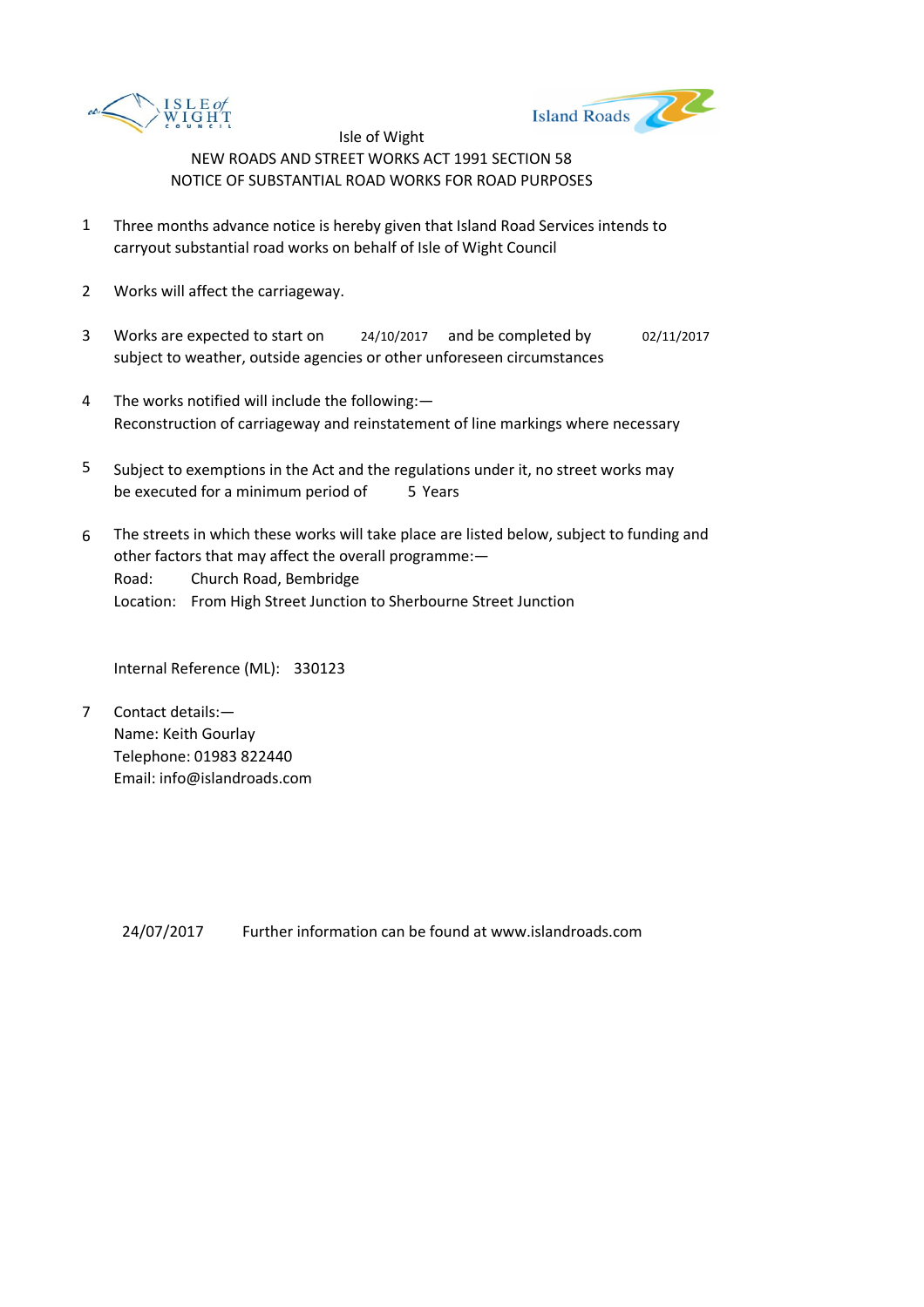Isle of Wight

NEW ROADS AND STREET WORKS ACT 1991 SECTION 58

NOTICE OF SUBSTANTIAL ROAD WORKS FOR ROAD PURPOSES

1. Three months advance notice is hereby given that Island Road Services intends to carryout substantial road works on behalf of Isle of Wight Council

2. Works will affect the carriageway.

3. Works are expected to start on 24/10/2017 and be completed by 02/11/2017 subject to weather, outside agencies or other unforeseen circumstances

4. The works notified will include the following:—
   Reconstruction of carriageway and reinstatement of line markings where necessary

5. Subject to exemptions in the Act and the regulations under it, no street works may be executed for a minimum period of 5 Years

6. The streets in which these works will take place are listed below, subject to funding and other factors that may affect the overall programme:—
   Road: Church Road, Bembridge
   Location: From High Street Junction to Sherbourne Street Junction

   Internal Reference (ML): 330123

7. Contact details:—
   Name: Keith Gourlay
   Telephone: 01983 822440
   Email: info@islandroads.com

24/07/2017 Further information can be found at www.islandroads.com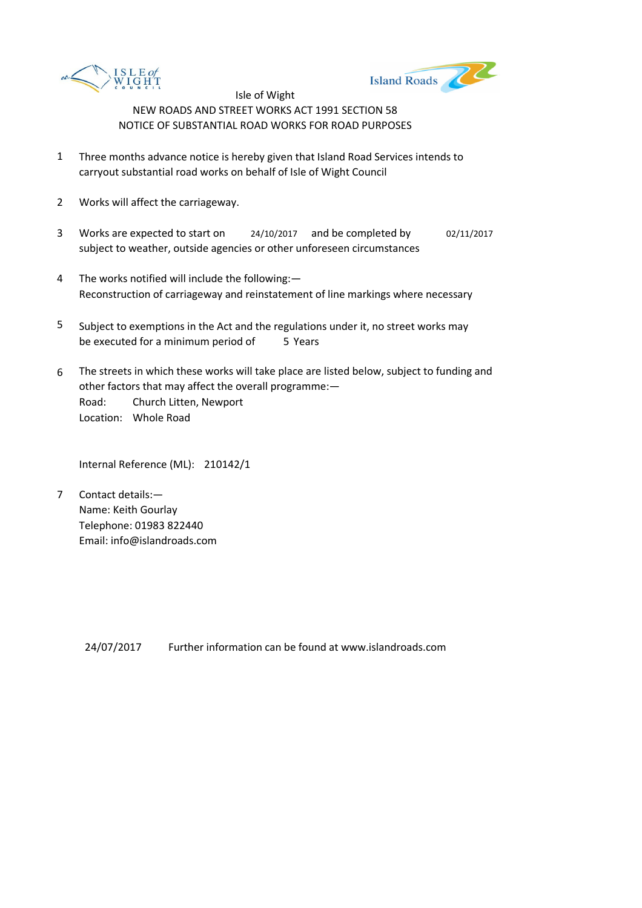Isle of Wight

NEW ROADS AND STREET WORKS ACT 1991 SECTION 58

NOTICE OF SUBSTANTIAL ROAD WORKS FOR ROAD PURPOSES

1. Three months advance notice is hereby given that Island Road Services intends to carryout substantial road works on behalf of Isle of Wight Council

2. Works will affect the carriageway.

3. Works are expected to start on 24/10/2017 and be completed by 02/11/2017 subject to weather, outside agencies or other unforeseen circumstances

4. The works notified will include the following:—
   Reconstruction of carriageway and reinstatement of line markings where necessary

5. Subject to exemptions in the Act and the regulations under it, no street works may be executed for a minimum period of 5 Years

6. The streets in which these works will take place are listed below, subject to funding and other factors that may affect the overall programme:—
   Road: Church Litten, Newport
   Location: Whole Road

   Internal Reference (ML): 210142/1

7. Contact details:—
   Name: Keith Gourlay
   Telephone: 01983 822440
   Email: info@islandroads.com

24/07/2017 Further information can be found at www.islandroads.com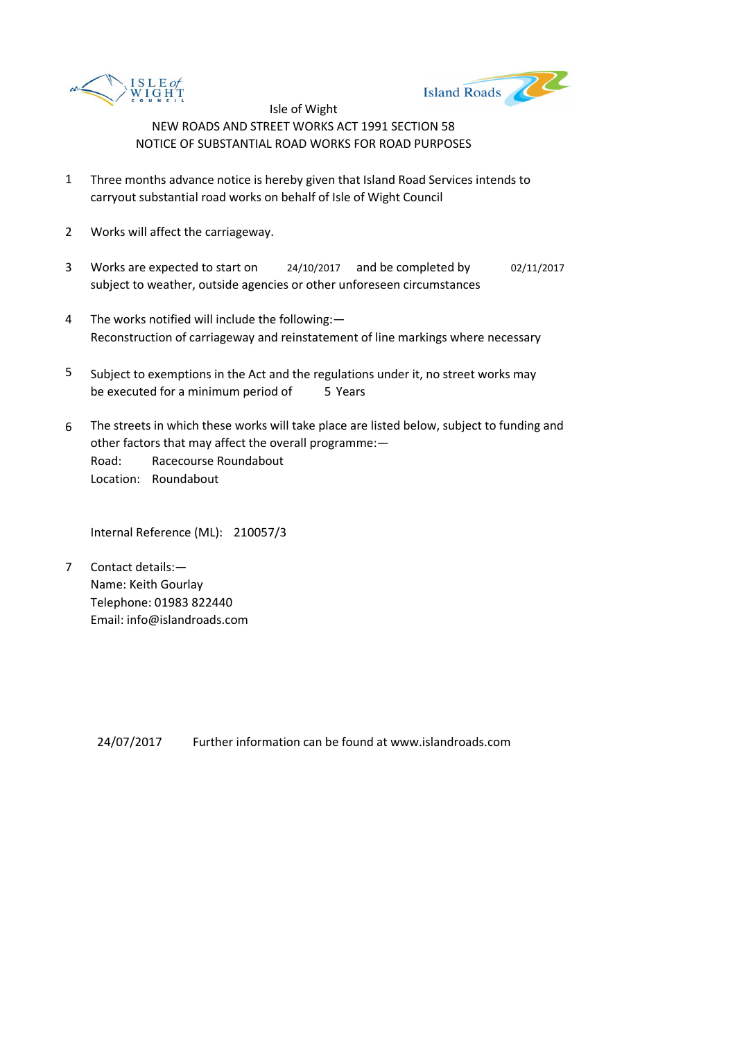Isle of Wight

NEW ROADS AND STREET WORKS ACT 1991 SECTION 58

NOTICE OF SUBSTANTIAL ROAD WORKS FOR ROAD PURPOSES

1. Three months advance notice is hereby given that Island Road Services intends to carryout substantial road works on behalf of Isle of Wight Council

2. Works will affect the carriageway.

3. Works are expected to start on 24/10/2017 and be completed by 02/11/2017 subject to weather, outside agencies or other unforeseen circumstances

4. The works notified will include the following:— Reconstruction of carriageway and reinstatement of line markings where necessary

5. Subject to exemptions in the Act and the regulations under it, no street works may be executed for a minimum period of 5 Years

6. The streets in which these works will take place are listed below, subject to funding and other factors that may affect the overall programme:—
   Road: Racecourse Roundabout
   Location: Roundabout

   Internal Reference (ML): 210057/3

7. Contact details:—
   Name: Keith Gourlay
   Telephone: 01983 822440
   Email: info@islandroads.com

24/07/2017 Further information can be found at www.islandroads.com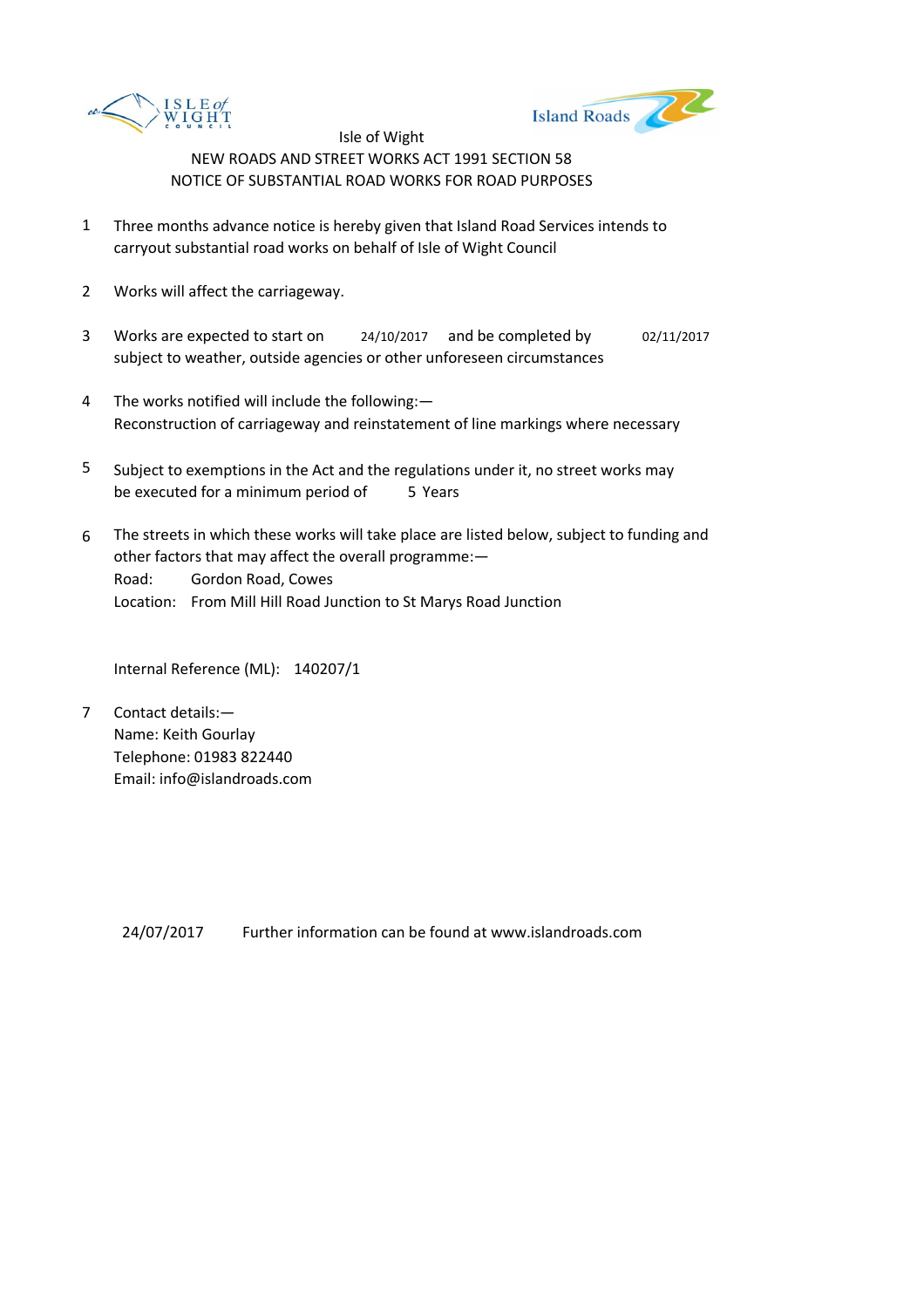Isle of Wight
NEW ROADS AND STREET WORKS ACT 1991 SECTION 58
NOTICE OF SUBSTANTIAL ROAD WORKS FOR ROAD PURPOSES

1. Three months advance notice is hereby given that Island Road Services intends to carryout substantial road works on behalf of Isle of Wight Council

2. Works will affect the carriageway.

3. Works are expected to start on 24/10/2017 and be completed by 02/11/2017 subject to weather, outside agencies or other unforeseen circumstances

4. The works notified will include the following:—
   Reconstruction of carriageway and reinstatement of line markings where necessary

5. Subject to exemptions in the Act and the regulations under it, no street works may be executed for a minimum period of 5 Years

6. The streets in which these works will take place are listed below, subject to funding and other factors that may affect the overall programme:—
   Road: Gordon Road, Cowes
   Location: From Mill Hill Road Junction to St Marys Road Junction

   Internal Reference (ML): 140207/1

7. Contact details:—
   Name: Keith Gourlay
   Telephone: 01983 822440
   Email: info@islandroads.com

24/07/2017 Further information can be found at www.islandroads.com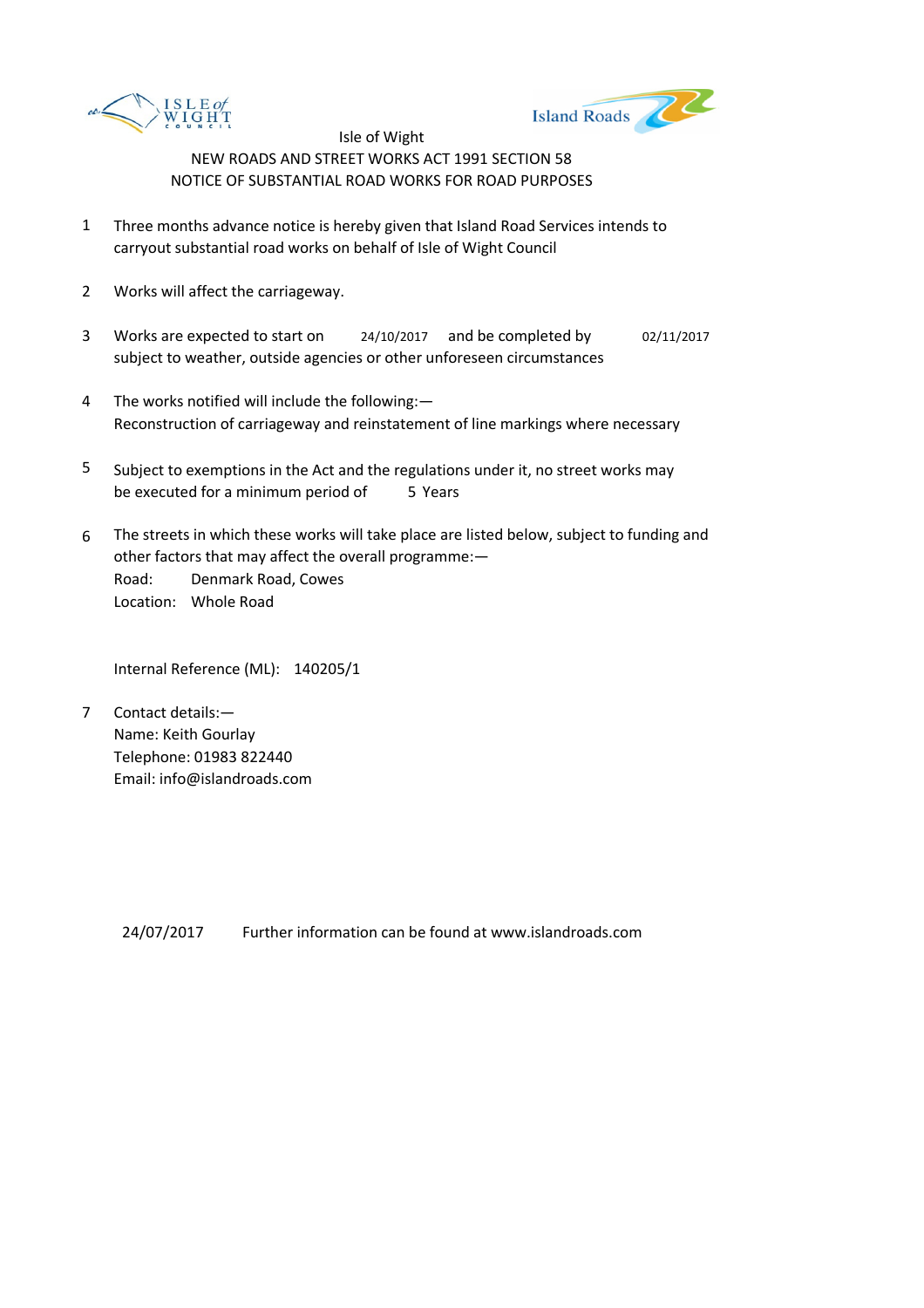Isle of Wight

NEW ROADS AND STREET WORKS ACT 1991 SECTION 58

NOTICE OF SUBSTANTIAL ROAD WORKS FOR ROAD PURPOSES

1 Three months advance notice is hereby given that Island Road Services intends to carryout substantial road works on behalf of Isle of Wight Council

2 Works will affect the carriageway.

3 Works are expected to start on 24/10/2017 and be completed by 02/11/2017 subject to weather, outside agencies or other unforeseen circumstances

4 The works notified will include the following:—
Reconstruction of carriageway and reinstatement of line markings where necessary

5 Subject to exemptions in the Act and the regulations under it, no street works may be executed for a minimum period of 5 Years

6 The streets in which these works will take place are listed below, subject to funding and other factors that may affect the overall programme:—
Road: Denmark Road, Cowes
Location: Whole Road

Internal Reference (ML): 140205/1

7 Contact details:—
Name: Keith Gourlay
Telephone: 01983 822440
Email: info@islandroads.com

24/07/2017 Further information can be found at www.islandroads.com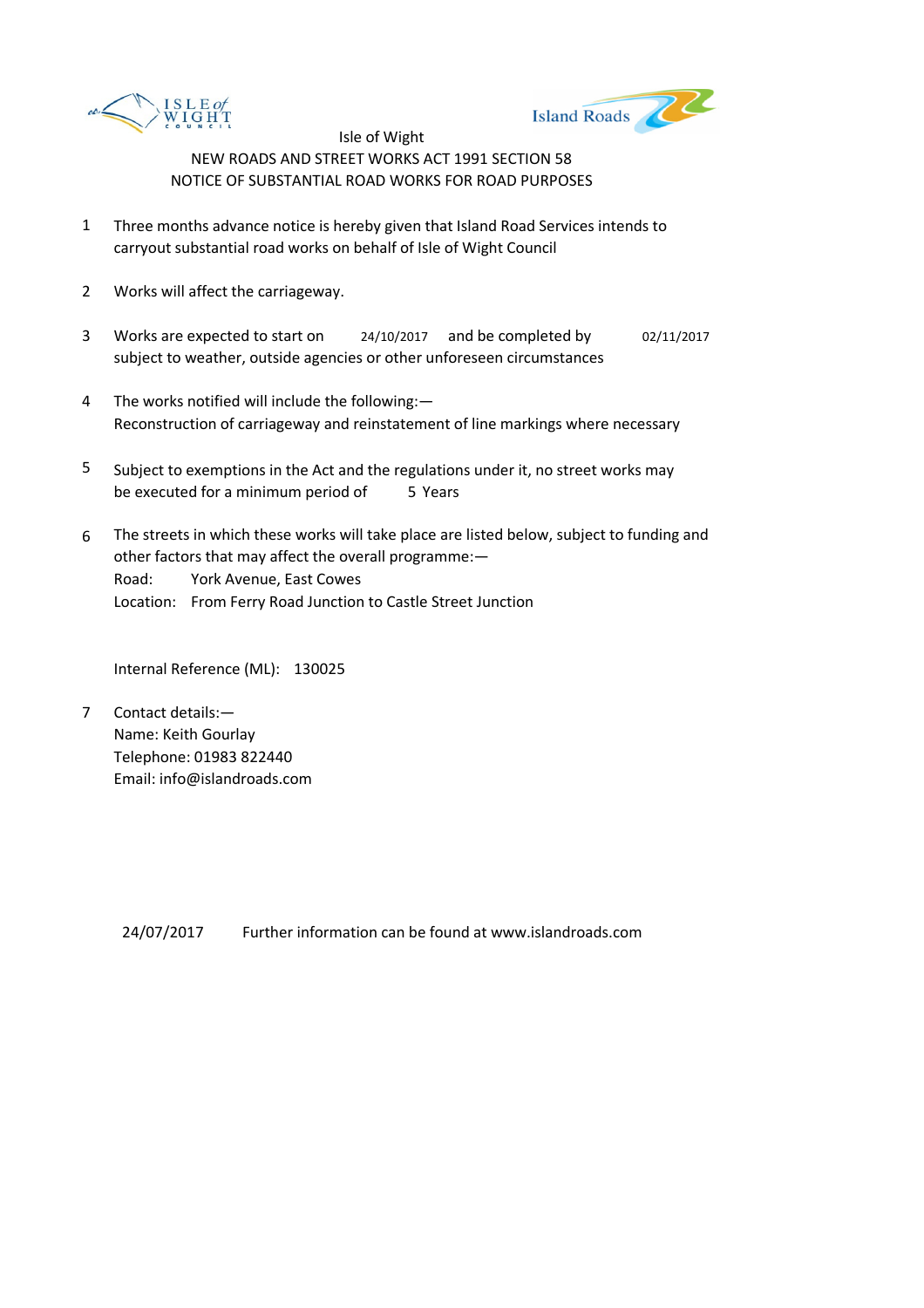Isle of Wight

NEW ROADS AND STREET WORKS ACT 1991 SECTION 58

NOTICE OF SUBSTANTIAL ROAD WORKS FOR ROAD PURPOSES

1. Three months advance notice is hereby given that Island Road Services intends to carryout substantial road works on behalf of Isle of Wight Council

2. Works will affect the carriageway.

3. Works are expected to start on 24/10/2017 and be completed by 02/11/2017 subject to weather, outside agencies or other unforeseen circumstances

4. The works notified will include the following:—
   Reconstruction of carriageway and reinstatement of line markings where necessary

5. Subject to exemptions in the Act and the regulations under it, no street works may be executed for a minimum period of 5 Years

6. The streets in which these works will take place are listed below, subject to funding and other factors that may affect the overall programme:—
   Road: York Avenue, East Cowes
   Location: From Ferry Road Junction to Castle Street Junction

   Internal Reference (ML): 130025

7. Contact details:—
   Name: Keith Gourlay
   Telephone: 01983 822440
   Email: info@islandroads.com

24/07/2017 Further information can be found at www.islandroads.com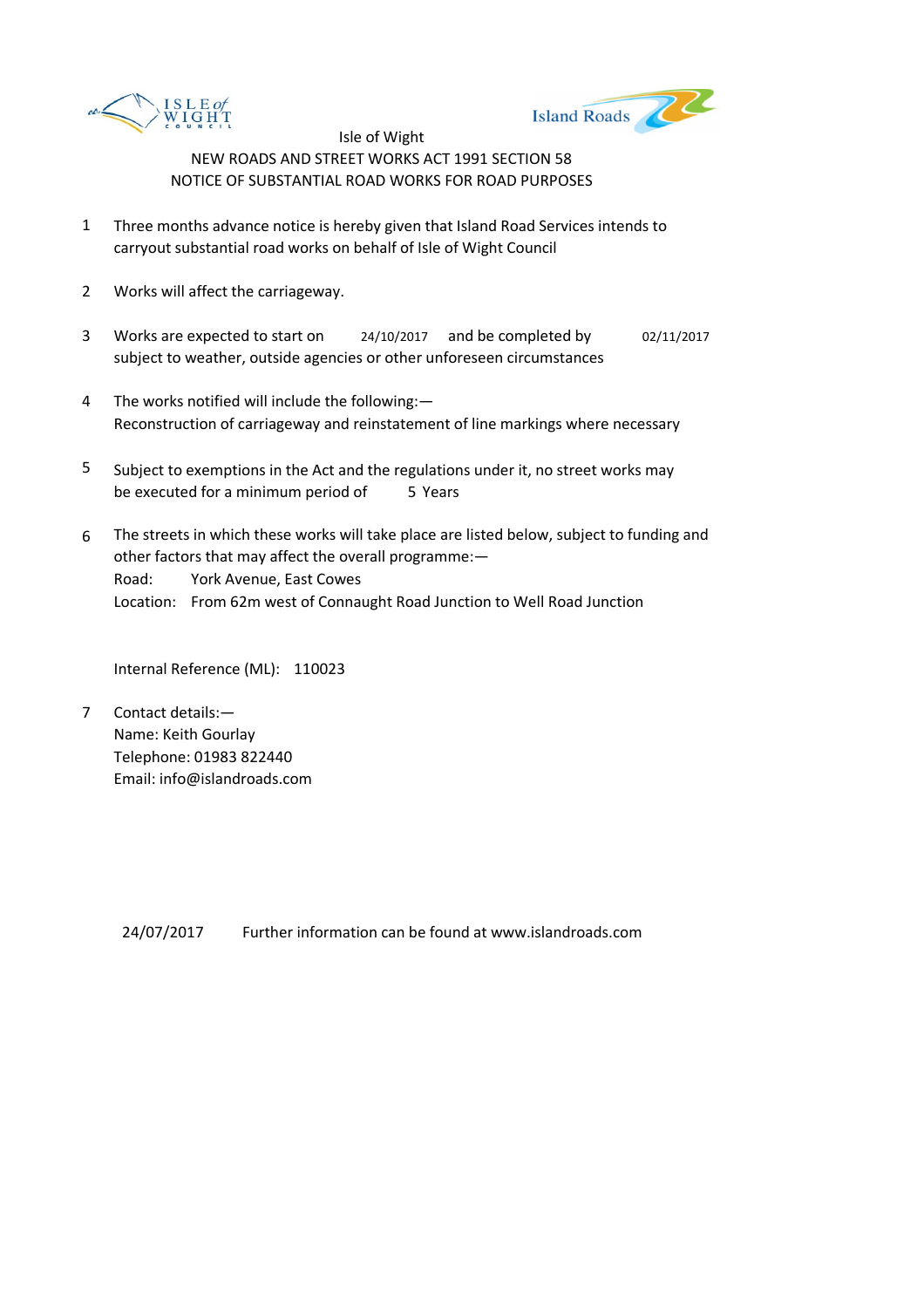Isle of Wight

NEW ROADS AND STREET WORKS ACT 1991 SECTION 58

NOTICE OF SUBSTANTIAL ROAD WORKS FOR ROAD PURPOSES

1. Three months advance notice is hereby given that Island Road Services intends to carryout substantial road works on behalf of Isle of Wight Council

2. Works will affect the carriageway.

3. Works are expected to start on 24/10/2017 and be completed by 02/11/2017 subject to weather, outside agencies or other unforeseen circumstances

4. The works notified will include the following:—
   Reconstruction of carriageway and reinstatement of line markings where necessary

5. Subject to exemptions in the Act and the regulations under it, no street works may be executed for a minimum period of 5 Years

6. The streets in which these works will take place are listed below, subject to funding and other factors that may affect the overall programme:—
   Road: York Avenue, East Cowes
   Location: From 62m west of Connaught Road Junction to Well Road Junction

   Internal Reference (ML): 110023

7. Contact details:—
   Name: Keith Gourlay
   Telephone: 01983 822440
   Email: info@islandroads.com

24/07/2017 Further information can be found at www.islandroads.com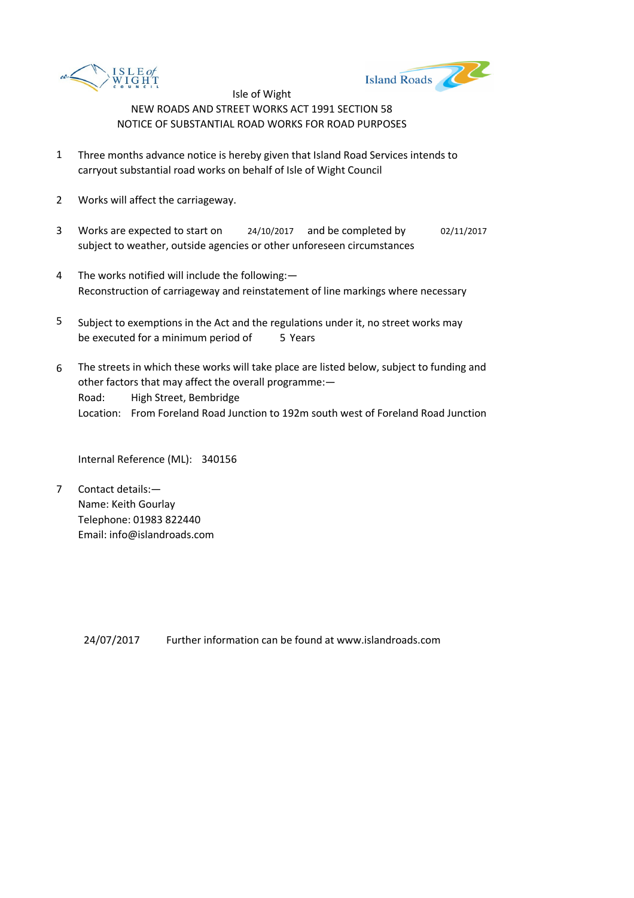Isle of Wight

NEW ROADS AND STREET WORKS ACT 1991 SECTION 58

NOTICE OF SUBSTANTIAL ROAD WORKS FOR ROAD PURPOSES

1. Three months advance notice is hereby given that Island Road Services intends to carryout substantial road works on behalf of Isle of Wight Council

2. Works will affect the carriageway.

3. Works are expected to start on 24/10/2017 and be completed by 02/11/2017 subject to weather, outside agencies or other unforeseen circumstances

4. The works notified will include the following:—
   Reconstruction of carriageway and reinstatement of line markings where necessary

5. Subject to exemptions in the Act and the regulations under it, no street works may be executed for a minimum period of 5 Years

6. The streets in which these works will take place are listed below, subject to funding and other factors that may affect the overall programme:—
   Road: High Street, Bembridge
   Location: From Foreland Road Junction to 192m south west of Foreland Road Junction

   Internal Reference (ML): 340156

7. Contact details:—
   Name: Keith Gourlay
   Telephone: 01983 822440
   Email: info@islandroads.com

24/07/2017 Further information can be found at www.islandroads.com